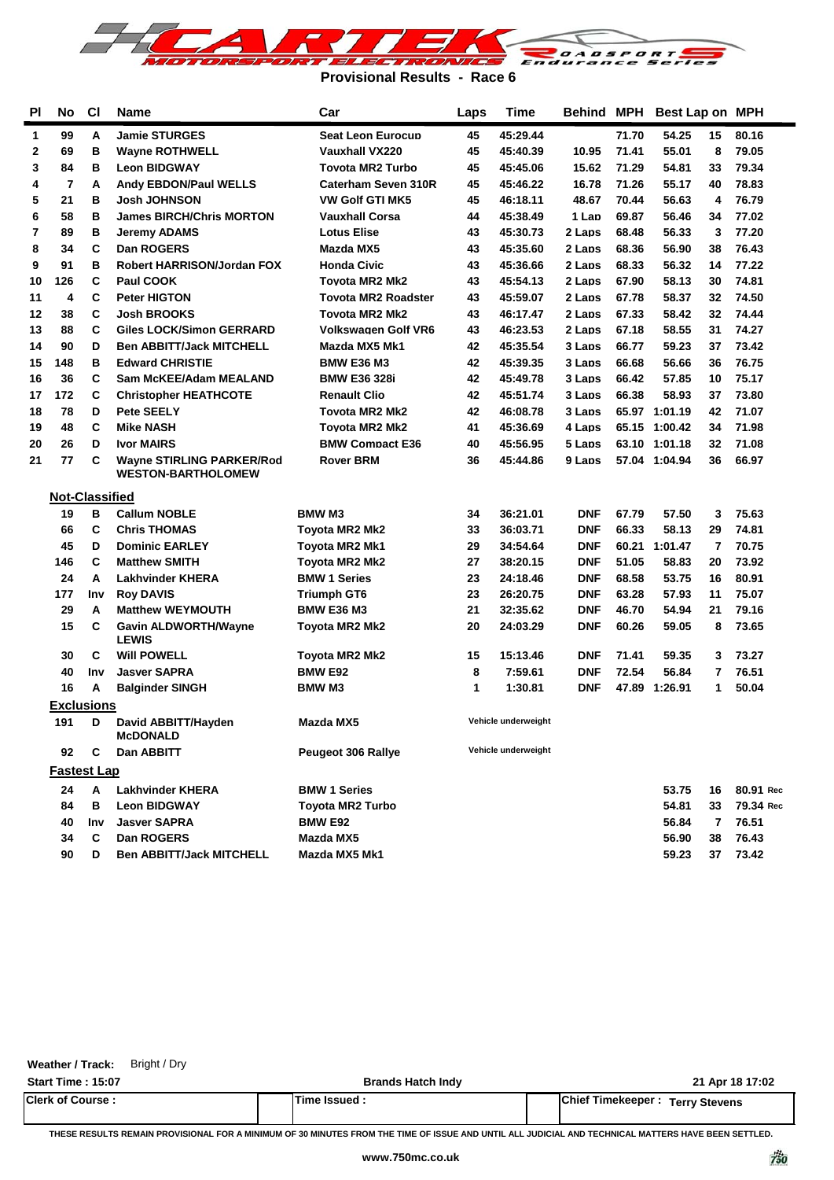# Provisional Results - Race 6

| Pl | No | Cl | Name | Car | Laps | Time | Behind | MPH | Best Lap | on | MPH |
|---|---|---|---|---|---|---|---|---|---|---|---|
| 1 | 99 | A | Jamie STURGES | Seat Leon Eurocup | 45 | 45:29.44 | | 71.70 | 54.25 | 15 | 80.16 |
| 2 | 69 | B | Wayne ROTHWELL | Vauxhall VX220 | 45 | 45:40.39 | 10.95 | 71.41 | 55.01 | 8 | 79.05 |
| 3 | 84 | B | Leon BIDGWAY | Toyota MR2 Turbo | 45 | 45:45.06 | 15.62 | 71.29 | 54.81 | 33 | 79.34 |
| 4 | 7 | A | Andy EBDON/Paul WELLS | Caterham Seven 310R | 45 | 45:46.22 | 16.78 | 71.26 | 55.17 | 40 | 78.83 |
| 5 | 21 | B | Josh JOHNSON | VW Golf GTI MK5 | 45 | 46:18.11 | 48.67 | 70.44 | 56.63 | 4 | 76.79 |
| 6 | 58 | B | James BIRCH/Chris MORTON | Vauxhall Corsa | 44 | 45:38.49 | 1 Lap | 69.87 | 56.46 | 34 | 77.02 |
| 7 | 89 | B | Jeremy ADAMS | Lotus Elise | 43 | 45:30.73 | 2 Laps | 68.48 | 56.33 | 3 | 77.20 |
| 8 | 34 | C | Dan ROGERS | Mazda MX5 | 43 | 45:35.60 | 2 Laps | 68.36 | 56.90 | 38 | 76.43 |
| 9 | 91 | B | Robert HARRISON/Jordan FOX | Honda Civic | 43 | 45:36.66 | 2 Laps | 68.33 | 56.32 | 14 | 77.22 |
| 10 | 126 | C | Paul COOK | Toyota MR2 Mk2 | 43 | 45:54.13 | 2 Laps | 67.90 | 58.13 | 30 | 74.81 |
| 11 | 4 | C | Peter HIGTON | Toyota MR2 Roadster | 43 | 45:59.07 | 2 Laps | 67.78 | 58.37 | 32 | 74.50 |
| 12 | 38 | C | Josh BROOKS | Toyota MR2 Mk2 | 43 | 46:17.47 | 2 Laps | 67.33 | 58.42 | 32 | 74.44 |
| 13 | 88 | C | Giles LOCK/Simon GERRARD | Volkswagen Golf VR6 | 43 | 46:23.53 | 2 Laps | 67.18 | 58.55 | 31 | 74.27 |
| 14 | 90 | D | Ben ABBITT/Jack MITCHELL | Mazda MX5 Mk1 | 42 | 45:35.54 | 3 Laps | 66.77 | 59.23 | 37 | 73.42 |
| 15 | 148 | B | Edward CHRISTIE | BMW E36 M3 | 42 | 45:39.35 | 3 Laps | 66.68 | 56.66 | 36 | 76.75 |
| 16 | 36 | C | Sam McKEE/Adam MEALAND | BMW E36 328i | 42 | 45:49.78 | 3 Laps | 66.42 | 57.85 | 10 | 75.17 |
| 17 | 172 | C | Christopher HEATHCOTE | Renault Clio | 42 | 45:51.74 | 3 Laps | 66.38 | 58.93 | 37 | 73.80 |
| 18 | 78 | D | Pete SEELY | Toyota MR2 Mk2 | 42 | 46:08.78 | 3 Laps | 65.97 | 1:01.19 | 42 | 71.07 |
| 19 | 48 | C | Mike NASH | Toyota MR2 Mk2 | 41 | 45:36.69 | 4 Laps | 65.15 | 1:00.42 | 34 | 71.98 |
| 20 | 26 | D | Ivor MAIRS | BMW Compact E36 | 40 | 45:56.95 | 5 Laps | 63.10 | 1:01.18 | 32 | 71.08 |
| 21 | 77 | C | Wayne STIRLING PARKER/Rod WESTON-BARTHOLOMEW | Rover BRM | 36 | 45:44.86 | 9 Laps | 57.04 | 1:04.94 | 36 | 66.97 |

## Not-Classified

| No | Cl | Name | Car | Laps | Time | Behind | MPH | Best Lap | on | MPH |
|---|---|---|---|---|---|---|---|---|---|---|
| 19 | B | Callum NOBLE | BMW M3 | 34 | 36:21.01 | DNF | 67.79 | 57.50 | 3 | 75.63 |
| 66 | C | Chris THOMAS | Toyota MR2 Mk2 | 33 | 36:03.71 | DNF | 66.33 | 58.13 | 29 | 74.81 |
| 45 | D | Dominic EARLEY | Toyota MR2 Mk1 | 29 | 34:54.64 | DNF | 60.21 | 1:01.47 | 7 | 70.75 |
| 146 | C | Matthew SMITH | Toyota MR2 Mk2 | 27 | 38:20.15 | DNF | 51.05 | 58.83 | 20 | 73.92 |
| 24 | A | Lakhvinder KHERA | BMW 1 Series | 23 | 24:18.46 | DNF | 68.58 | 53.75 | 16 | 80.91 |
| 177 | Inv | Roy DAVIS | Triumph GT6 | 23 | 26:20.75 | DNF | 63.28 | 57.93 | 11 | 75.07 |
| 29 | A | Matthew WEYMOUTH | BMW E36 M3 | 21 | 32:35.62 | DNF | 46.70 | 54.94 | 21 | 79.16 |
| 15 | C | Gavin ALDWORTH/Wayne LEWIS | Toyota MR2 Mk2 | 20 | 24:03.29 | DNF | 60.26 | 59.05 | 8 | 73.65 |
| 30 | C | Will POWELL | Toyota MR2 Mk2 | 15 | 15:13.46 | DNF | 71.41 | 59.35 | 3 | 73.27 |
| 40 | Inv | Jasver SAPRA | BMW E92 | 8 | 7:59.61 | DNF | 72.54 | 56.84 | 7 | 76.51 |
| 16 | A | Balginder SINGH | BMW M3 | 1 | 1:30.81 | DNF | 47.89 | 1:26.91 | 1 | 50.04 |

## Exclusions

| No | Cl | Name | Car | Reason |
|---|---|---|---|---|
| 191 | D | David ABBITT/Hayden McDONALD | Mazda MX5 | Vehicle underweight |
| 92 | C | Dan ABBITT | Peugeot 306 Rallye | Vehicle underweight |

## Fastest Lap

| No | Cl | Name | Car | Best Lap | on | MPH |
|---|---|---|---|---|---|---|
| 24 | A | Lakhvinder KHERA | BMW 1 Series | 53.75 | 16 | 80.91 Rec |
| 84 | B | Leon BIDGWAY | Toyota MR2 Turbo | 54.81 | 33 | 79.34 Rec |
| 40 | Inv | Jasver SAPRA | BMW E92 | 56.84 | 7 | 76.51 |
| 34 | C | Dan ROGERS | Mazda MX5 | 56.90 | 38 | 76.43 |
| 90 | D | Ben ABBITT/Jack MITCHELL | Mazda MX5 Mk1 | 59.23 | 37 | 73.42 |

**Weather / Track:** Bright / Dry

**Start Time : 15:07** | **Brands Hatch Indy** | **21 Apr 18 17:02**

**Clerk of Course :** | **Time Issued :** | **Chief Timekeeper :** Terry Stevens

THESE RESULTS REMAIN PROVISIONAL FOR A MINIMUM OF 30 MINUTES FROM THE TIME OF ISSUE AND UNTIL ALL JUDICIAL AND TECHNICAL MATTERS HAVE BEEN SETTLED.

www.750mc.co.uk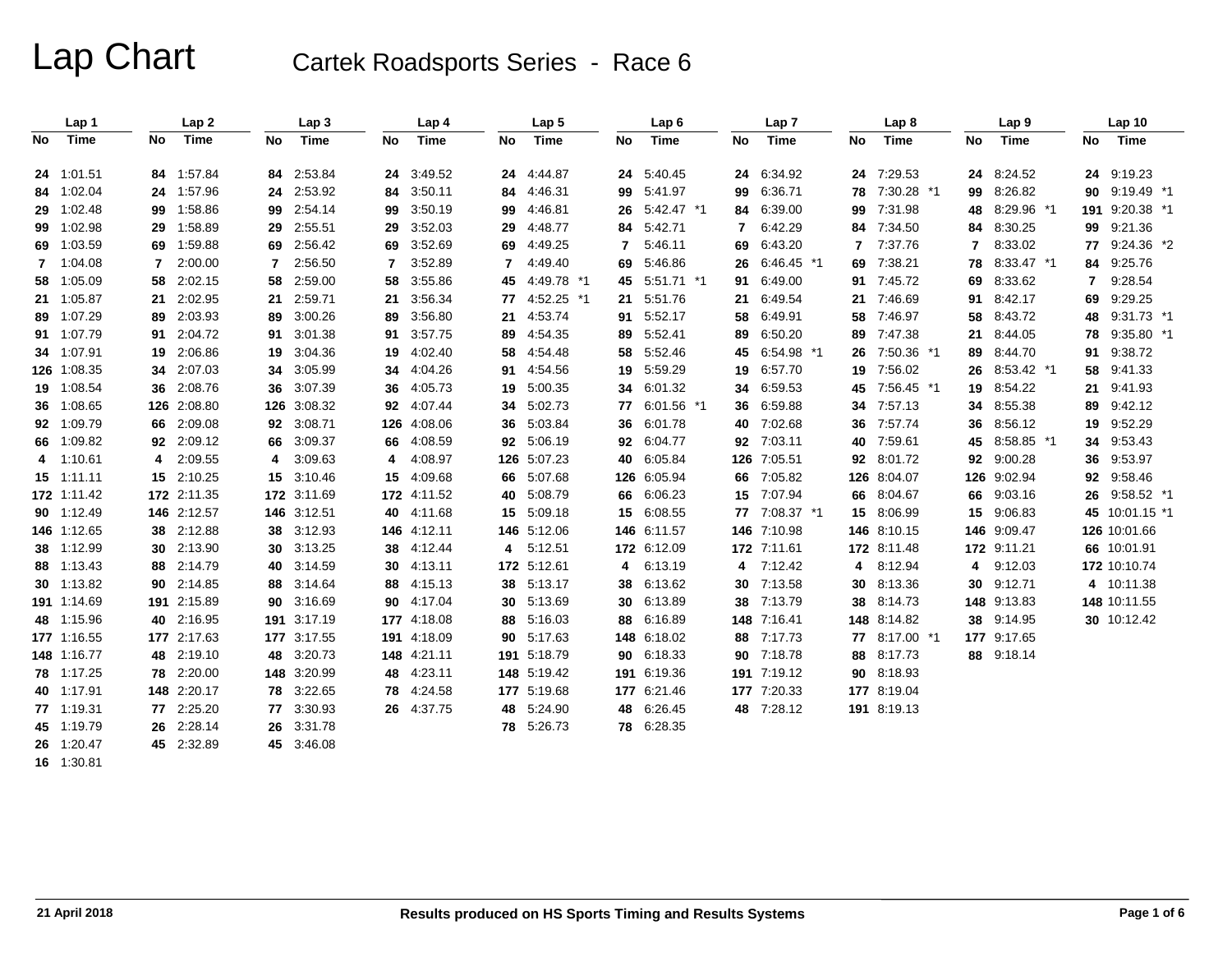# Lap Chart

## Cartek Roadsports Series - Race 6

| Lap 1 | | Lap 2 | | Lap 3 | | Lap 4 | | Lap 5 | | Lap 6 | | Lap 7 | | Lap 8 | | Lap 9 | | Lap 10 | |
|---|---|---|---|---|---|---|---|---|---|---|---|---|---|---|---|---|---|---|---|
| No | Time | No | Time | No | Time | No | Time | No | Time | No | Time | No | Time | No | Time | No | Time | No | Time |
| 24 | 1:01.51 | 84 | 1:57.84 | 84 | 2:53.84 | 24 | 3:49.52 | 24 | 4:44.87 | 24 | 5:40.45 | 24 | 6:34.92 | 24 | 7:29.53 | 24 | 8:24.52 | 24 | 9:19.23 |
| 84 | 1:02.04 | 24 | 1:57.96 | 24 | 2:53.92 | 84 | 3:50.11 | 84 | 4:46.31 | 99 | 5:41.97 | 99 | 6:36.71 | 78 | 7:30.28 *1 | 99 | 8:26.82 | 90 | 9:19.49 *1 |
| 29 | 1:02.48 | 99 | 1:58.86 | 99 | 2:54.14 | 99 | 3:50.19 | 99 | 4:46.81 | 26 | 5:42.47 *1 | 84 | 6:39.00 | 99 | 7:31.98 | 48 | 8:29.96 *1 | 191 | 9:20.38 *1 |
| 99 | 1:02.98 | 29 | 1:58.89 | 29 | 2:55.51 | 29 | 3:52.03 | 29 | 4:48.77 | 84 | 5:42.71 | 7 | 6:42.29 | 84 | 7:34.50 | 84 | 8:30.25 | 99 | 9:21.36 |
| 69 | 1:03.59 | 69 | 1:59.88 | 69 | 2:56.42 | 69 | 3:52.69 | 69 | 4:49.25 | 7 | 5:46.11 | 69 | 6:43.20 | 7 | 7:37.76 | 7 | 8:33.02 | 77 | 9:24.36 *2 |
| 7 | 1:04.08 | 7 | 2:00.00 | 7 | 2:56.50 | 7 | 3:52.89 | 7 | 4:49.40 | 69 | 5:46.86 | 26 | 6:46.45 *1 | 69 | 7:38.21 | 78 | 8:33.47 *1 | 84 | 9:25.76 |
| 58 | 1:05.09 | 58 | 2:02.15 | 58 | 2:59.00 | 58 | 3:55.86 | 45 | 4:49.78 *1 | 45 | 5:51.71 *1 | 91 | 6:49.00 | 91 | 7:45.72 | 69 | 8:33.62 | 7 | 9:28.54 |
| 21 | 1:05.87 | 21 | 2:02.95 | 21 | 2:59.71 | 21 | 3:56.34 | 77 | 4:52.25 *1 | 21 | 5:51.76 | 21 | 6:49.54 | 21 | 7:46.69 | 91 | 8:42.17 | 69 | 9:29.25 |
| 89 | 1:07.29 | 89 | 2:03.93 | 89 | 3:00.26 | 89 | 3:56.80 | 21 | 4:53.74 | 91 | 5:52.17 | 58 | 6:49.91 | 58 | 7:46.97 | 58 | 8:43.72 | 48 | 9:31.73 *1 |
| 91 | 1:07.79 | 91 | 2:04.72 | 91 | 3:01.38 | 91 | 3:57.75 | 89 | 4:54.35 | 89 | 5:52.41 | 89 | 6:50.20 | 89 | 7:47.38 | 21 | 8:44.05 | 78 | 9:35.80 *1 |
| 34 | 1:07.91 | 19 | 2:06.86 | 19 | 3:04.36 | 19 | 4:02.40 | 58 | 4:54.48 | 58 | 5:52.46 | 45 | 6:54.98 *1 | 26 | 7:50.36 *1 | 89 | 8:44.70 | 91 | 9:38.72 |
| 126 | 1:08.35 | 34 | 2:07.03 | 34 | 3:05.99 | 34 | 4:04.26 | 91 | 4:54.56 | 19 | 5:59.29 | 19 | 6:57.70 | 19 | 7:56.02 | 26 | 8:53.42 *1 | 58 | 9:41.33 |
| 19 | 1:08.54 | 36 | 2:08.76 | 36 | 3:07.39 | 36 | 4:05.73 | 19 | 5:00.35 | 34 | 6:01.32 | 34 | 6:59.53 | 45 | 7:56.45 *1 | 19 | 8:54.22 | 21 | 9:41.93 |
| 36 | 1:08.65 | 126 | 2:08.80 | 126 | 3:08.32 | 92 | 4:07.44 | 34 | 5:02.73 | 77 | 6:01.56 *1 | 36 | 6:59.88 | 34 | 7:57.13 | 34 | 8:55.38 | 89 | 9:42.12 |
| 92 | 1:09.79 | 66 | 2:09.08 | 92 | 3:08.71 | 126 | 4:08.06 | 36 | 5:03.84 | 36 | 6:01.78 | 40 | 7:02.68 | 36 | 7:57.74 | 36 | 8:56.12 | 19 | 9:52.29 |
| 66 | 1:09.82 | 92 | 2:09.12 | 66 | 3:09.37 | 66 | 4:08.59 | 92 | 5:06.19 | 92 | 6:04.77 | 92 | 7:03.11 | 40 | 7:59.61 | 45 | 8:58.85 *1 | 34 | 9:53.43 |
| 4 | 1:10.61 | 4 | 2:09.55 | 4 | 3:09.63 | 4 | 4:08.97 | 126 | 5:07.23 | 40 | 6:05.84 | 126 | 7:05.51 | 92 | 8:01.72 | 92 | 9:00.28 | 36 | 9:53.97 |
| 15 | 1:11.11 | 15 | 2:10.25 | 15 | 3:10.46 | 15 | 4:09.68 | 66 | 5:07.68 | 126 | 6:05.94 | 66 | 7:05.82 | 126 | 8:04.07 | 126 | 9:02.94 | 92 | 9:58.46 |
| 172 | 1:11.42 | 172 | 2:11.35 | 172 | 3:11.69 | 172 | 4:11.52 | 40 | 5:08.79 | 66 | 6:06.23 | 15 | 7:07.94 | 66 | 8:04.67 | 66 | 9:03.16 | 26 | 9:58.52 *1 |
| 90 | 1:12.49 | 146 | 2:12.57 | 146 | 3:12.51 | 40 | 4:11.68 | 15 | 5:09.18 | 15 | 6:08.55 | 77 | 7:08.37 *1 | 15 | 8:06.99 | 15 | 9:06.83 | 45 | 10:01.15 *1 |
| 146 | 1:12.65 | 38 | 2:12.88 | 38 | 3:12.93 | 146 | 4:12.11 | 146 | 5:12.06 | 146 | 6:11.57 | 146 | 7:10.98 | 146 | 8:10.15 | 146 | 9:09.47 | 126 | 10:01.66 |
| 38 | 1:12.99 | 30 | 2:13.90 | 30 | 3:13.25 | 38 | 4:12.44 | 4 | 5:12.51 | 172 | 6:12.09 | 172 | 7:11.61 | 172 | 8:11.48 | 172 | 9:11.21 | 66 | 10:01.91 |
| 88 | 1:13.43 | 88 | 2:14.79 | 40 | 3:14.59 | 30 | 4:13.11 | 172 | 5:12.61 | 4 | 6:13.19 | 4 | 7:12.42 | 4 | 8:12.94 | 4 | 9:12.03 | 172 | 10:10.74 |
| 30 | 1:13.82 | 90 | 2:14.85 | 88 | 3:14.64 | 88 | 4:15.13 | 38 | 5:13.17 | 38 | 6:13.62 | 30 | 7:13.58 | 30 | 8:13.36 | 30 | 9:12.71 | 4 | 10:11.38 |
| 191 | 1:14.69 | 191 | 2:15.89 | 90 | 3:16.69 | 90 | 4:17.04 | 30 | 5:13.69 | 30 | 6:13.89 | 38 | 7:13.79 | 38 | 8:14.73 | 148 | 9:13.83 | 148 | 10:11.55 |
| 48 | 1:15.96 | 40 | 2:16.95 | 191 | 3:17.19 | 177 | 4:18.08 | 88 | 5:16.03 | 88 | 6:16.89 | 148 | 7:16.41 | 148 | 8:14.82 | 38 | 9:14.95 | 30 | 10:12.42 |
| 177 | 1:16.55 | 177 | 2:17.63 | 177 | 3:17.55 | 191 | 4:18.09 | 90 | 5:17.63 | 148 | 6:18.02 | 88 | 7:17.73 | 77 | 8:17.00 *1 | 177 | 9:17.65 | | |
| 148 | 1:16.77 | 48 | 2:19.10 | 48 | 3:20.73 | 148 | 4:21.11 | 191 | 5:18.79 | 90 | 6:18.33 | 90 | 7:18.78 | 88 | 8:17.73 | 88 | 9:18.14 | | |
| 78 | 1:17.25 | 78 | 2:20.00 | 148 | 3:20.99 | 48 | 4:23.11 | 148 | 5:19.42 | 191 | 6:19.36 | 191 | 7:19.12 | 90 | 8:18.93 | | | | |
| 40 | 1:17.91 | 148 | 2:20.17 | 78 | 3:22.65 | 78 | 4:24.58 | 177 | 5:19.68 | 177 | 6:21.46 | 177 | 7:20.33 | 177 | 8:19.04 | | | | |
| 77 | 1:19.31 | 77 | 2:25.20 | 77 | 3:30.93 | 26 | 4:37.75 | 48 | 5:24.90 | 48 | 6:26.45 | 48 | 7:28.12 | 191 | 8:19.13 | | | | |
| 45 | 1:19.79 | 26 | 2:28.14 | 26 | 3:31.78 | | | 78 | 5:26.73 | 78 | 6:28.35 | | | | | | | | |
| 26 | 1:20.47 | 45 | 2:32.89 | 45 | 3:46.08 | | | | | | | | | | | | | | |
| 16 | 1:30.81 | | | | | | | | | | | | | | | | | | |

21 April 2018 — Results produced on HS Sports Timing and Results Systems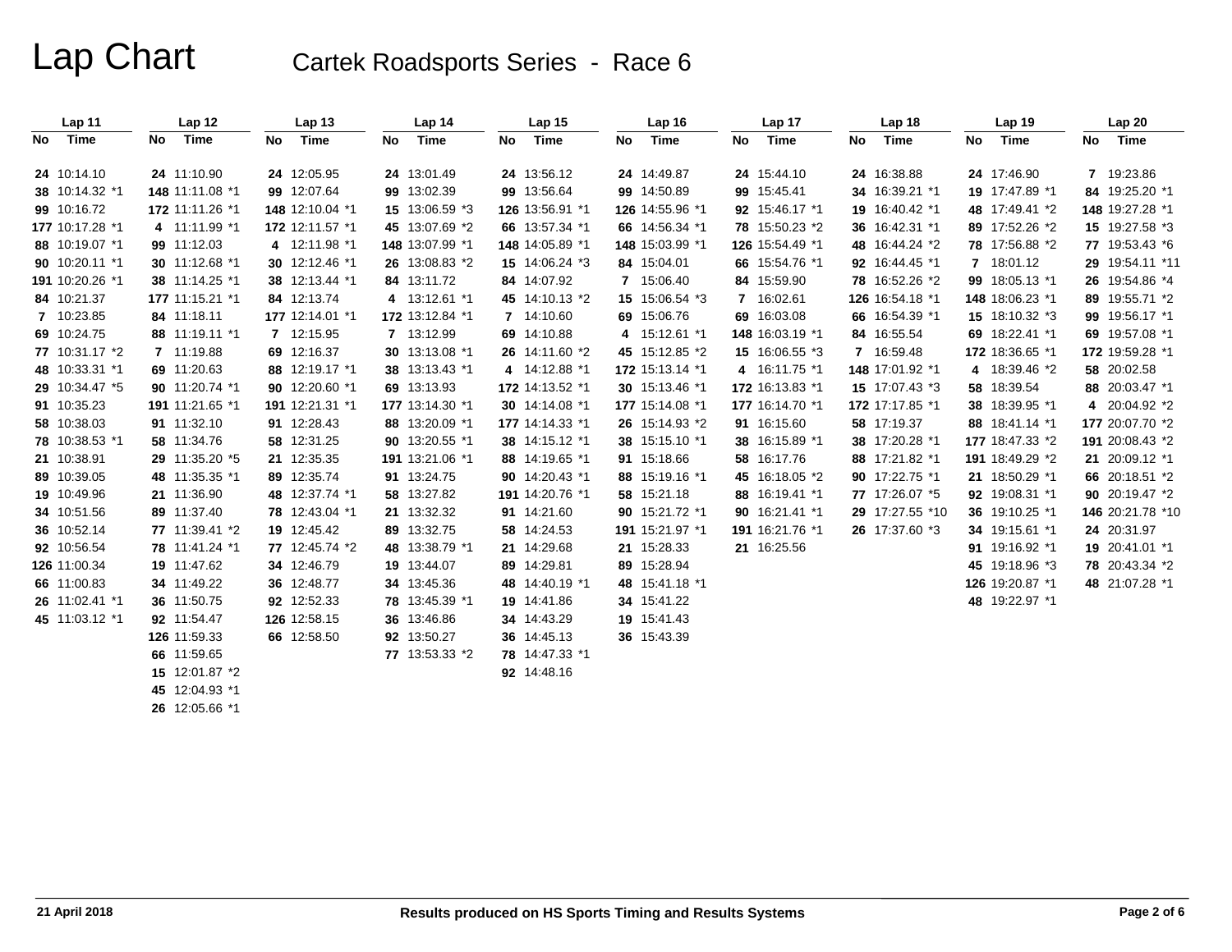# Lap Chart

## Cartek Roadsports Series - Race 6

| Lap 11 No | Lap 11 Time | Lap 12 No | Lap 12 Time | Lap 13 No | Lap 13 Time | Lap 14 No | Lap 14 Time | Lap 15 No | Lap 15 Time | Lap 16 No | Lap 16 Time | Lap 17 No | Lap 17 Time | Lap 18 No | Lap 18 Time | Lap 19 No | Lap 19 Time | Lap 20 No | Lap 20 Time |
|---|---|---|---|---|---|---|---|---|---|---|---|---|---|---|---|---|---|---|---|
| 24 | 10:14.10 | 24 | 11:10.90 | 24 | 12:05.95 | 24 | 13:01.49 | 24 | 13:56.12 | 24 | 14:49.87 | 24 | 15:44.10 | 24 | 16:38.88 | 24 | 17:46.90 | 7 | 19:23.86 |
| 38 | 10:14.32 *1 | 148 | 11:11.08 *1 | 99 | 12:07.64 | 99 | 13:02.39 | 99 | 13:56.64 | 99 | 14:50.89 | 99 | 15:45.41 | 34 | 16:39.21 *1 | 19 | 17:47.89 *1 | 84 | 19:25.20 *1 |
| 99 | 10:16.72 | 172 | 11:11.26 *1 | 148 | 12:10.04 *1 | 15 | 13:06.59 *3 | 126 | 13:56.91 *1 | 126 | 14:55.96 *1 | 92 | 15:46.17 *1 | 19 | 16:40.42 *1 | 48 | 17:49.41 *2 | 148 | 19:27.28 *1 |
| 177 | 10:17.28 *1 | 4 | 11:11.99 *1 | 172 | 12:11.57 *1 | 45 | 13:07.69 *2 | 66 | 13:57.34 *1 | 66 | 14:56.34 *1 | 78 | 15:50.23 *2 | 36 | 16:42.31 *1 | 89 | 17:52.26 *2 | 15 | 19:27.58 *3 |
| 88 | 10:19.07 *1 | 99 | 11:12.03 | 4 | 12:11.98 *1 | 148 | 13:07.99 *1 | 148 | 14:05.89 *1 | 148 | 15:03.99 *1 | 126 | 15:54.49 *1 | 48 | 16:44.24 *2 | 78 | 17:56.88 *2 | 77 | 19:53.43 *6 |
| 90 | 10:20.11 *1 | 30 | 11:12.68 *1 | 30 | 12:12.46 *1 | 26 | 13:08.83 *2 | 15 | 14:06.24 *3 | 84 | 15:04.01 | 66 | 15:54.76 *1 | 92 | 16:44.45 *1 | 7 | 18:01.12 | 29 | 19:54.11 *11 |
| 191 | 10:20.26 *1 | 38 | 11:14.25 *1 | 38 | 12:13.44 *1 | 84 | 13:11.72 | 84 | 14:07.92 | 7 | 15:06.40 | 84 | 15:59.90 | 78 | 16:52.26 *2 | 99 | 18:05.13 *1 | 89 | 19:55.71 *2 |
| 84 | 10:21.37 | 177 | 11:15.21 *1 | 84 | 12:13.74 | 4 | 13:12.61 *1 | 45 | 14:10.13 *2 | 15 | 15:06.54 *3 | 7 | 16:02.61 | 126 | 16:54.18 *1 | 148 | 18:06.23 *1 | 99 | 19:56.17 *1 |
| 7 | 10:23.85 | 84 | 11:18.11 | 177 | 12:14.01 *1 | 172 | 13:12.84 *1 | 7 | 14:10.60 | 69 | 15:06.76 | 69 | 16:03.08 | 66 | 16:54.39 *1 | 15 | 18:10.32 *3 | 69 | 19:57.08 *1 |
| 69 | 10:24.75 | 88 | 11:19.11 *1 | 7 | 12:15.95 | 7 | 13:12.99 | 69 | 14:10.88 | 4 | 15:12.61 *1 | 148 | 16:03.19 *1 | 84 | 16:55.54 | 69 | 18:22.41 *1 | 172 | 19:59.28 *1 |
| 77 | 10:31.17 *2 | 7 | 11:19.88 | 69 | 12:16.37 | 30 | 13:13.08 *1 | 26 | 14:11.60 *2 | 45 | 15:12.85 *2 | 15 | 16:06.55 *3 | 7 | 16:59.48 | 172 | 18:36.65 *1 | 58 | 20:02.58 |
| 48 | 10:33.31 *1 | 69 | 11:20.63 | 88 | 12:19.17 *1 | 38 | 13:13.43 *1 | 4 | 14:12.88 *1 | 172 | 15:13.14 *1 | 4 | 16:11.75 *1 | 148 | 17:01.92 *1 | 4 | 18:39.46 *2 | 88 | 20:03.47 *1 |
| 29 | 10:34.47 *5 | 90 | 11:20.74 *1 | 90 | 12:20.60 *1 | 69 | 13:13.93 | 172 | 14:13.52 *1 | 30 | 15:13.46 *1 | 172 | 16:13.83 *1 | 15 | 17:07.43 *3 | 58 | 18:39.54 | 4 | 20:04.92 *2 |
| 91 | 10:35.23 | 191 | 11:21.65 *1 | 191 | 12:21.31 *1 | 177 | 13:14.30 *1 | 30 | 14:14.08 *1 | 177 | 15:14.08 *1 | 177 | 16:14.70 *1 | 172 | 17:17.85 *1 | 38 | 18:39.95 *1 | 177 | 20:07.70 *2 |
| 58 | 10:38.03 | 91 | 11:32.10 | 91 | 12:28.43 | 88 | 13:20.09 *1 | 177 | 14:14.33 *1 | 26 | 15:14.93 *2 | 91 | 16:15.60 | 58 | 17:19.37 | 88 | 18:41.14 *1 | 191 | 20:08.43 *2 |
| 78 | 10:38.53 *1 | 58 | 11:34.76 | 58 | 12:31.25 | 90 | 13:20.55 *1 | 38 | 14:15.12 *1 | 38 | 15:15.10 *1 | 38 | 16:15.89 *1 | 38 | 17:20.28 *1 | 177 | 18:47.33 *2 | 21 | 20:09.12 *1 |
| 21 | 10:38.91 | 29 | 11:35.20 *5 | 21 | 12:35.35 | 191 | 13:21.06 *1 | 88 | 14:19.65 *1 | 91 | 15:18.66 | 58 | 16:17.76 | 88 | 17:21.82 *1 | 191 | 18:49.29 *2 | 66 | 20:18.51 *2 |
| 89 | 10:39.05 | 48 | 11:35.35 *1 | 89 | 12:35.74 | 91 | 13:24.75 | 90 | 14:20.43 *1 | 88 | 15:19.16 *1 | 45 | 16:18.05 *2 | 90 | 17:22.75 *1 | 21 | 18:50.29 *1 | 90 | 20:19.47 *2 |
| 19 | 10:49.96 | 21 | 11:36.90 | 48 | 12:37.74 *1 | 58 | 13:27.82 | 191 | 14:20.76 *1 | 58 | 15:21.18 | 88 | 16:19.41 *1 | 77 | 17:26.07 *5 | 92 | 19:08.31 *1 | 146 | 20:21.78 *10 |
| 34 | 10:51.56 | 89 | 11:37.40 | 78 | 12:43.04 *1 | 21 | 13:32.32 | 91 | 14:21.60 | 90 | 15:21.72 *1 | 90 | 16:21.41 *1 | 29 | 17:27.55 *10 | 36 | 19:10.25 *1 | 24 | 20:31.97 |
| 36 | 10:52.14 | 77 | 11:39.41 *2 | 19 | 12:45.42 | 89 | 13:32.75 | 58 | 14:24.53 | 191 | 15:21.97 *1 | 191 | 16:21.76 *1 | 26 | 17:37.60 *3 | 34 | 19:15.61 *1 | 19 | 20:41.01 *1 |
| 92 | 10:56.54 | 78 | 11:41.24 *1 | 77 | 12:45.74 *2 | 48 | 13:38.79 *1 | 21 | 14:29.68 | 21 | 15:28.33 | 21 | 16:25.56 | | | 91 | 19:16.92 *1 | 78 | 20:43.34 *2 |
| 126 | 11:00.34 | 19 | 11:47.62 | 34 | 12:46.79 | 19 | 13:44.07 | 89 | 14:29.81 | 89 | 15:28.94 | | | | | 45 | 19:18.96 *3 | 48 | 21:07.28 *1 |
| 66 | 11:00.83 | 34 | 11:49.22 | 36 | 12:48.77 | 34 | 13:45.36 | 48 | 14:40.19 *1 | 48 | 15:41.18 *1 | | | | | 126 | 19:20.87 *1 | | |
| 26 | 11:02.41 *1 | 36 | 11:50.75 | 92 | 12:52.33 | 78 | 13:45.39 *1 | 19 | 14:41.86 | 34 | 15:41.22 | | | | | 48 | 19:22.97 *1 | | |
| 45 | 11:03.12 *1 | 92 | 11:54.47 | 126 | 12:58.15 | 36 | 13:46.86 | 34 | 14:43.29 | 19 | 15:41.43 | | | | | | | | |
| | | 126 | 11:59.33 | 66 | 12:58.50 | 92 | 13:50.27 | 36 | 14:45.13 | 36 | 15:43.39 | | | | | | | | |
| | | 66 | 11:59.65 | | | 77 | 13:53.33 *2 | 78 | 14:47.33 *1 | | | | | | | | | | |
| | | 15 | 12:01.87 *2 | | | | | 92 | 14:48.16 | | | | | | | | | | |
| | | 45 | 12:04.93 *1 | | | | | | | | | | | | | | | | |
| | | 26 | 12:05.66 *1 | | | | | | | | | | | | | | | | |

21 April 2018

Results produced on HS Sports Timing and Results Systems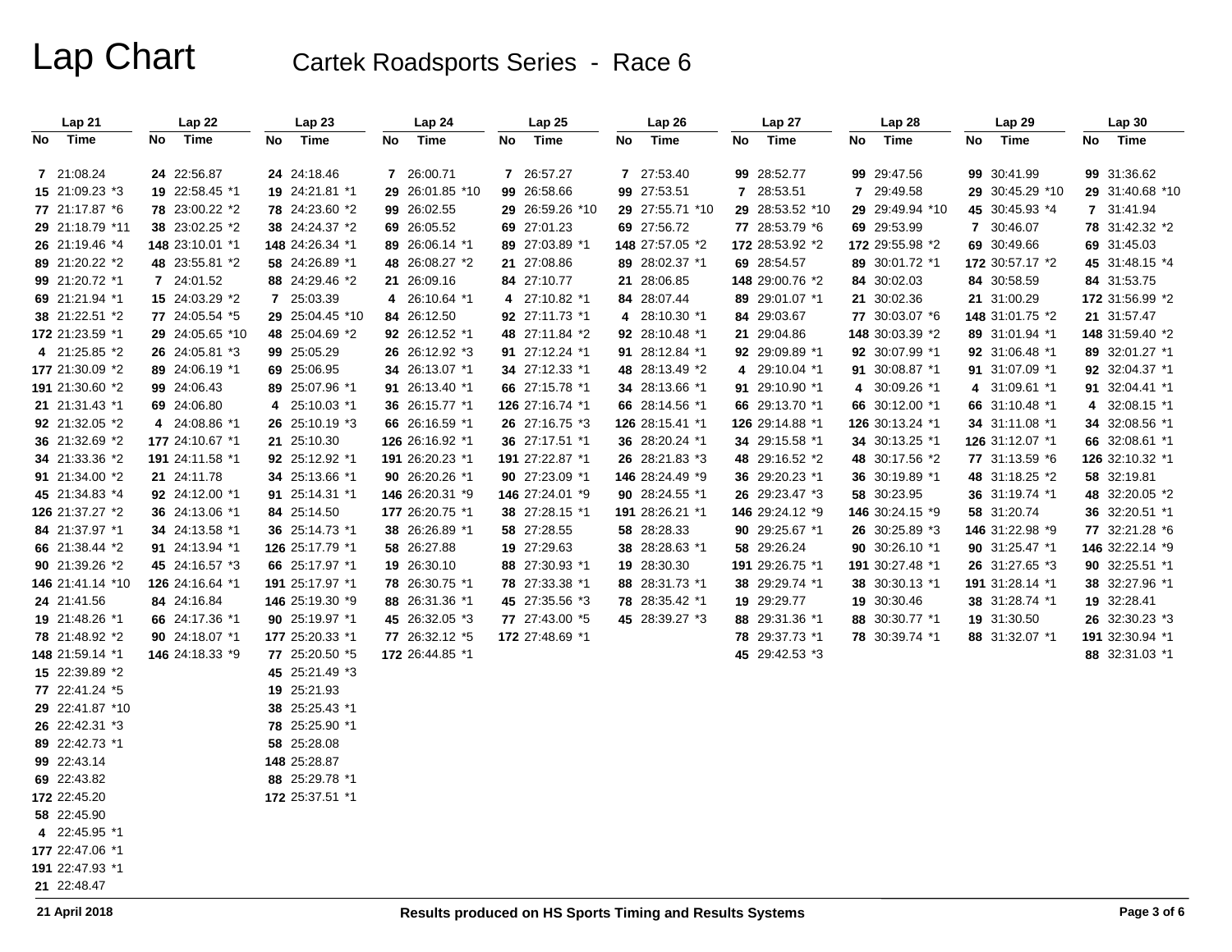# Lap Chart

## Cartek Roadsports Series - Race 6

| Lap 21 | | Lap 22 | | Lap 23 | | Lap 24 | | Lap 25 | | Lap 26 | | Lap 27 | | Lap 28 | | Lap 29 | | Lap 30 | |
|---|---|---|---|---|---|---|---|---|---|---|---|---|---|---|---|---|---|---|---|
| No | Time | No | Time | No | Time | No | Time | No | Time | No | Time | No | Time | No | Time | No | Time | No | Time |
| 7 | 21:08.24 | 24 | 22:56.87 | 24 | 24:18.46 | 7 | 26:00.71 | 7 | 26:57.27 | 7 | 27:53.40 | 99 | 28:52.77 | 99 | 29:47.56 | 99 | 30:41.99 | 99 | 31:36.62 |
| 15 | 21:09.23 *3 | 19 | 22:58.45 *1 | 19 | 24:21.81 *1 | 29 | 26:01.85 *10 | 99 | 26:58.66 | 99 | 27:53.51 | 7 | 28:53.51 | 7 | 29:49.58 | 29 | 30:45.29 *10 | 29 | 31:40.68 *10 |
| 77 | 21:17.87 *6 | 78 | 23:00.22 *2 | 78 | 24:23.60 *2 | 99 | 26:02.55 | 29 | 26:59.26 *10 | 29 | 27:55.71 *10 | 29 | 28:53.52 *10 | 29 | 29:49.94 *10 | 45 | 30:45.93 *4 | 7 | 31:41.94 |
| 29 | 21:18.79 *11 | 38 | 23:02.25 *2 | 38 | 24:24.37 *2 | 69 | 26:05.52 | 69 | 27:01.23 | 69 | 27:56.72 | 77 | 28:53.79 *6 | 69 | 29:53.99 | 7 | 30:46.07 | 78 | 31:42.32 *2 |
| 26 | 21:19.46 *4 | 148 | 23:10.01 *1 | 148 | 24:26.34 *1 | 89 | 26:06.14 *1 | 89 | 27:03.89 *1 | 148 | 27:57.05 *2 | 172 | 28:53.92 *2 | 172 | 29:55.98 *2 | 69 | 30:49.66 | 69 | 31:45.03 |
| 89 | 21:20.22 *2 | 48 | 23:55.81 *2 | 58 | 24:26.89 *1 | 48 | 26:08.27 *2 | 21 | 27:08.86 | 89 | 28:02.37 *1 | 69 | 28:54.57 | 89 | 30:01.72 *1 | 172 | 30:57.17 *2 | 45 | 31:48.15 *4 |
| 99 | 21:20.72 *1 | 7 | 24:01.52 | 88 | 24:29.46 *2 | 21 | 26:09.16 | 84 | 27:10.77 | 21 | 28:06.85 | 148 | 29:00.76 *2 | 84 | 30:02.03 | 84 | 30:58.59 | 84 | 31:53.75 |
| 69 | 21:21.94 *1 | 15 | 24:03.29 *2 | 7 | 25:03.39 | 4 | 26:10.64 *1 | 4 | 27:10.82 *1 | 84 | 28:07.44 | 89 | 29:01.07 *1 | 21 | 30:02.36 | 21 | 31:00.29 | 172 | 31:56.99 *2 |
| 38 | 21:22.51 *2 | 77 | 24:05.54 *5 | 29 | 25:04.45 *10 | 84 | 26:12.50 | 92 | 27:11.73 *1 | 4 | 28:10.30 *1 | 84 | 29:03.67 | 77 | 30:03.07 *6 | 148 | 31:01.75 *2 | 21 | 31:57.47 |
| 172 | 21:23.59 *1 | 29 | 24:05.65 *10 | 48 | 25:04.69 *2 | 92 | 26:12.52 *1 | 48 | 27:11.84 *2 | 92 | 28:10.48 *1 | 21 | 29:04.86 | 148 | 30:03.39 *2 | 89 | 31:01.94 *1 | 148 | 31:59.40 *2 |
| 4 | 21:25.85 *2 | 26 | 24:05.81 *3 | 99 | 25:05.29 | 26 | 26:12.92 *3 | 91 | 27:12.24 *1 | 91 | 28:12.84 *1 | 92 | 29:09.89 *1 | 92 | 30:07.99 *1 | 92 | 31:06.48 *1 | 89 | 32:01.27 *1 |
| 177 | 21:30.09 *2 | 89 | 24:06.19 *1 | 69 | 25:06.95 | 34 | 26:13.07 *1 | 34 | 27:12.33 *1 | 48 | 28:13.49 *2 | 4 | 29:10.04 *1 | 91 | 30:08.87 *1 | 91 | 31:07.09 *1 | 92 | 32:04.37 *1 |
| 191 | 21:30.60 *2 | 99 | 24:06.43 | 89 | 25:07.96 *1 | 91 | 26:13.40 *1 | 66 | 27:15.78 *1 | 34 | 28:13.66 *1 | 91 | 29:10.90 *1 | 4 | 30:09.26 *1 | 4 | 31:09.61 *1 | 91 | 32:04.41 *1 |
| 21 | 21:31.43 *1 | 69 | 24:06.80 | 4 | 25:10.03 *1 | 36 | 26:15.77 *1 | 126 | 27:16.74 *1 | 66 | 28:14.56 *1 | 66 | 29:13.70 *1 | 66 | 30:12.00 *1 | 66 | 31:10.48 *1 | 4 | 32:08.15 *1 |
| 92 | 21:32.05 *2 | 4 | 24:08.86 *1 | 26 | 25:10.19 *3 | 66 | 26:16.59 *1 | 26 | 27:16.75 *3 | 126 | 28:15.41 *1 | 126 | 29:14.88 *1 | 126 | 30:13.24 *1 | 34 | 31:11.08 *1 | 34 | 32:08.56 *1 |
| 36 | 21:32.69 *2 | 177 | 24:10.67 *1 | 21 | 25:10.30 | 126 | 26:16.92 *1 | 36 | 27:17.51 *1 | 36 | 28:20.24 *1 | 34 | 29:15.58 *1 | 34 | 30:13.25 *1 | 126 | 31:12.07 *1 | 66 | 32:08.61 *1 |
| 34 | 21:33.36 *2 | 191 | 24:11.58 *1 | 92 | 25:12.92 *1 | 191 | 26:20.23 *1 | 191 | 27:22.87 *1 | 26 | 28:21.83 *3 | 48 | 29:16.52 *2 | 48 | 30:17.56 *2 | 77 | 31:13.59 *6 | 126 | 32:10.32 *1 |
| 91 | 21:34.00 *2 | 21 | 24:11.78 | 34 | 25:13.66 *1 | 90 | 26:20.26 *1 | 90 | 27:23.09 *1 | 146 | 28:24.49 *9 | 36 | 29:20.23 *1 | 36 | 30:19.89 *1 | 48 | 31:18.25 *2 | 58 | 32:19.81 |
| 45 | 21:34.83 *4 | 92 | 24:12.00 *1 | 91 | 25:14.31 *1 | 146 | 26:20.31 *9 | 146 | 27:24.01 *9 | 90 | 28:24.55 *1 | 26 | 29:23.47 *3 | 58 | 30:23.95 | 36 | 31:19.74 *1 | 48 | 32:20.05 *2 |
| 126 | 21:37.27 *2 | 36 | 24:13.06 *1 | 84 | 25:14.50 | 177 | 26:20.75 *1 | 38 | 27:28.15 *1 | 191 | 28:26.21 *1 | 146 | 29:24.12 *9 | 146 | 30:24.15 *9 | 58 | 31:20.74 | 36 | 32:20.51 *1 |
| 84 | 21:37.97 *1 | 34 | 24:13.58 *1 | 36 | 25:14.73 *1 | 38 | 26:26.89 *1 | 58 | 27:28.55 | 58 | 28:28.33 | 90 | 29:25.67 *1 | 26 | 30:25.89 *3 | 146 | 31:22.98 *9 | 77 | 32:21.28 *6 |
| 66 | 21:38.44 *2 | 91 | 24:13.94 *1 | 126 | 25:17.79 *1 | 58 | 26:27.88 | 19 | 27:29.63 | 38 | 28:28.63 *1 | 58 | 29:26.24 | 90 | 30:26.10 *1 | 90 | 31:25.47 *1 | 146 | 32:22.14 *9 |
| 90 | 21:39.26 *2 | 45 | 24:16.57 *3 | 66 | 25:17.97 *1 | 19 | 26:30.10 | 88 | 27:30.93 *1 | 19 | 28:30.30 | 191 | 29:26.75 *1 | 191 | 30:27.48 *1 | 26 | 31:27.65 *3 | 90 | 32:25.51 *1 |
| 146 | 21:41.14 *10 | 126 | 24:16.64 *1 | 191 | 25:17.97 *1 | 78 | 26:30.75 *1 | 78 | 27:33.38 *1 | 88 | 28:31.73 *1 | 38 | 29:29.74 *1 | 38 | 30:30.13 *1 | 191 | 31:28.14 *1 | 38 | 32:27.96 *1 |
| 24 | 21:41.56 | 84 | 24:16.84 | 146 | 25:19.30 *9 | 88 | 26:31.36 *1 | 45 | 27:35.56 *3 | 78 | 28:35.42 *1 | 19 | 29:29.77 | 19 | 30:30.46 | 38 | 31:28.74 *1 | 19 | 32:28.41 |
| 19 | 21:48.26 *1 | 66 | 24:17.36 *1 | 90 | 25:19.97 *1 | 45 | 26:32.05 *3 | 77 | 27:43.00 *5 | 45 | 28:39.27 *3 | 88 | 29:31.36 *1 | 88 | 30:30.77 *1 | 19 | 31:30.50 | 26 | 32:30.23 *3 |
| 78 | 21:48.92 *2 | 90 | 24:18.07 *1 | 177 | 25:20.33 *1 | 77 | 26:32.12 *5 | 172 | 27:48.69 *1 | | | 78 | 29:37.73 *1 | 78 | 30:39.74 *1 | 88 | 31:32.07 *1 | 191 | 32:30.94 *1 |
| 148 | 21:59.14 *1 | 146 | 24:18.33 *9 | 77 | 25:20.50 *5 | 172 | 26:44.85 *1 | | | | | 45 | 29:42.53 *3 | | | | | 88 | 32:31.03 *1 |
| 15 | 22:39.89 *2 | | | 45 | 25:21.49 *3 | | | | | | | | | | | | | | |
| 77 | 22:41.24 *5 | | | 19 | 25:21.93 | | | | | | | | | | | | | | |
| 29 | 22:41.87 *10 | | | 38 | 25:25.43 *1 | | | | | | | | | | | | | | |
| 26 | 22:42.31 *3 | | | 78 | 25:25.90 *1 | | | | | | | | | | | | | | |
| 89 | 22:42.73 *1 | | | 58 | 25:28.08 | | | | | | | | | | | | | | |
| 99 | 22:43.14 | | | 148 | 25:28.87 | | | | | | | | | | | | | | |
| 69 | 22:43.82 | | | 88 | 25:29.78 *1 | | | | | | | | | | | | | | |
| 172 | 22:45.20 | | | 172 | 25:37.51 *1 | | | | | | | | | | | | | | |
| 58 | 22:45.90 | | | | | | | | | | | | | | | | | | |
| 4 | 22:45.95 *1 | | | | | | | | | | | | | | | | | | |
| 177 | 22:47.06 *1 | | | | | | | | | | | | | | | | | | |
| 191 | 22:47.93 *1 | | | | | | | | | | | | | | | | | | |
| 21 | 22:48.47 | | | | | | | | | | | | | | | | | | |

21 April 2018

Results produced on HS Sports Timing and Results Systems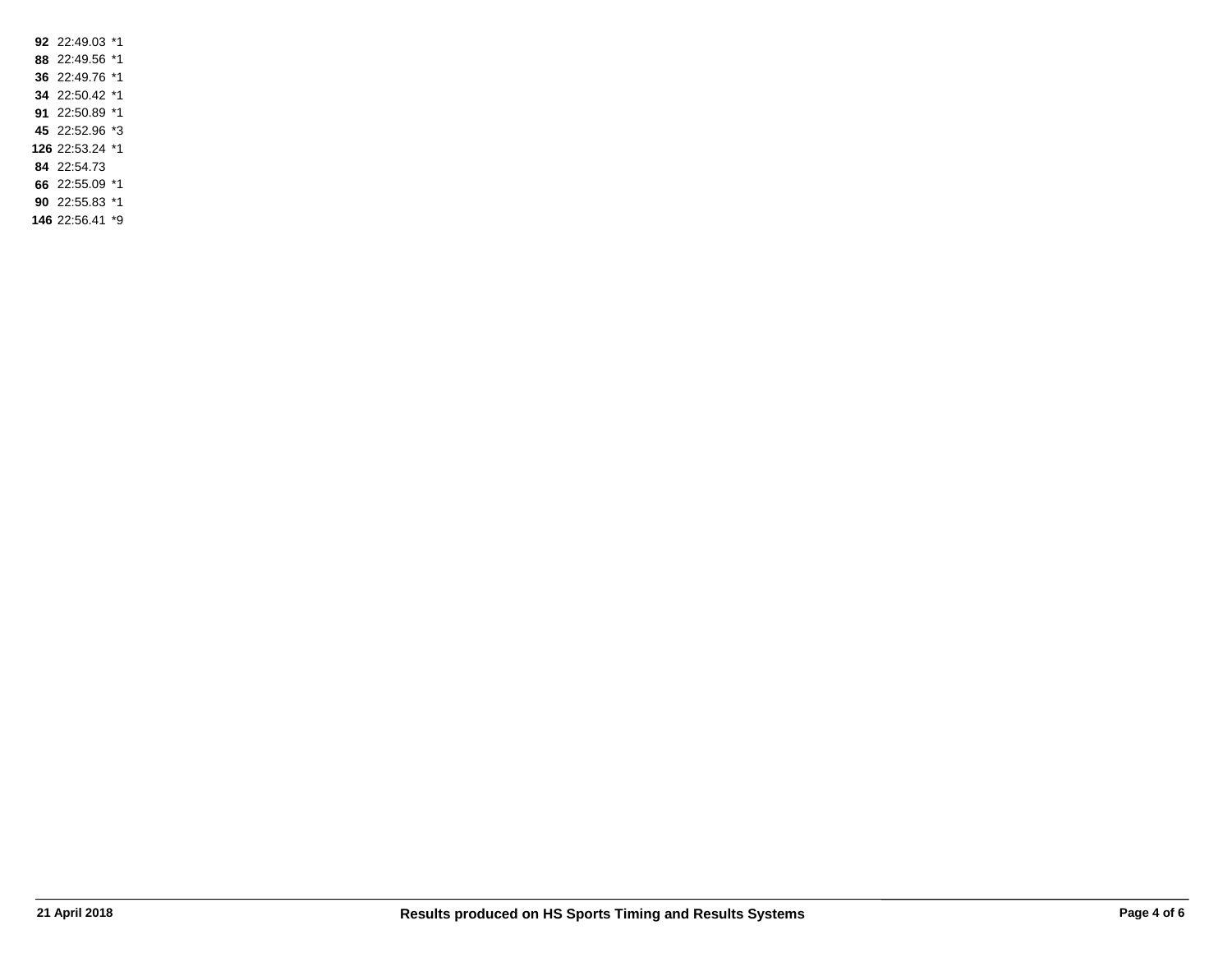**92** 22:49.03 *1
**88** 22:49.56 *1
**36** 22:49.76 *1
**34** 22:50.42 *1
**91** 22:50.89 *1
**45** 22:52.96 *3
**126** 22:53.24 *1
**84** 22:54.73
**66** 22:55.09 *1
**90** 22:55.83 *1
**146** 22:56.41 *9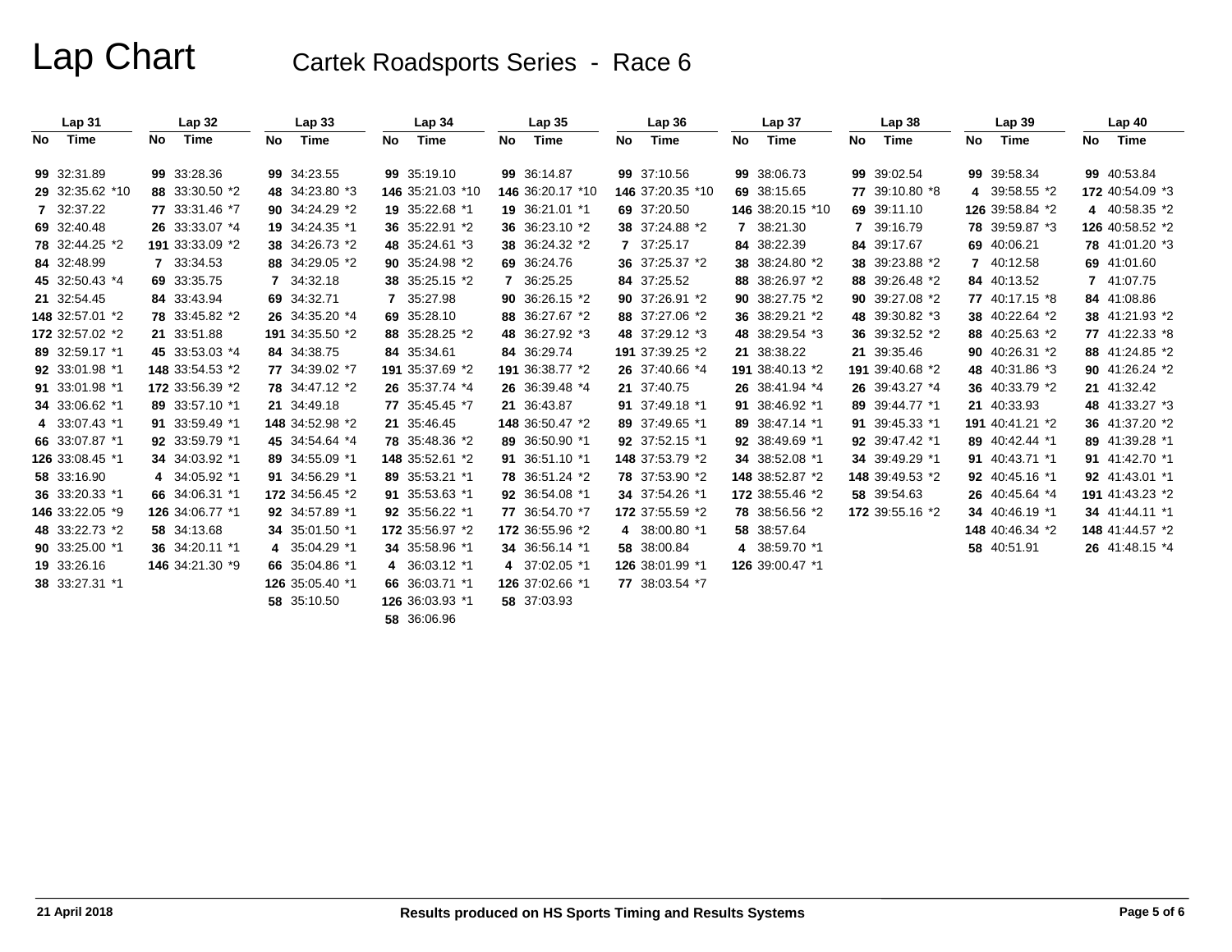# Lap Chart

## Cartek Roadsports Series - Race 6

| Lap 31 | | Lap 32 | | Lap 33 | | Lap 34 | | Lap 35 | | Lap 36 | | Lap 37 | | Lap 38 | | Lap 39 | | Lap 40 | |
|---|---|---|---|---|---|---|---|---|---|---|---|---|---|---|---|---|---|---|---|
| No | Time | No | Time | No | Time | No | Time | No | Time | No | Time | No | Time | No | Time | No | Time | No | Time |
| 99 | 32:31.89 | 99 | 33:28.36 | 99 | 34:23.55 | 99 | 35:19.10 | 99 | 36:14.87 | 99 | 37:10.56 | 99 | 38:06.73 | 99 | 39:02.54 | 99 | 39:58.34 | 99 | 40:53.84 |
| 29 | 32:35.62 *10 | 88 | 33:30.50 *2 | 48 | 34:23.80 *3 | 146 | 35:21.03 *10 | 146 | 36:20.17 *10 | 146 | 37:20.35 *10 | 69 | 38:15.65 | 77 | 39:10.80 *8 | 4 | 39:58.55 *2 | 172 | 40:54.09 *3 |
| 7 | 32:37.22 | 77 | 33:31.46 *7 | 90 | 34:24.29 *2 | 19 | 35:22.68 *1 | 19 | 36:21.01 *1 | 69 | 37:20.50 | 146 | 38:20.15 *10 | 69 | 39:11.10 | 126 | 39:58.84 *2 | 4 | 40:58.35 *2 |
| 69 | 32:40.48 | 26 | 33:33.07 *4 | 19 | 34:24.35 *1 | 36 | 35:22.91 *2 | 36 | 36:23.10 *2 | 38 | 37:24.88 *2 | 7 | 38:21.30 | 7 | 39:16.79 | 78 | 39:59.87 *3 | 126 | 40:58.52 *2 |
| 78 | 32:44.25 *2 | 191 | 33:33.09 *2 | 38 | 34:26.73 *2 | 48 | 35:24.61 *3 | 38 | 36:24.32 *2 | 7 | 37:25.17 | 84 | 38:22.39 | 84 | 39:17.67 | 69 | 40:06.21 | 78 | 41:01.20 *3 |
| 84 | 32:48.99 | 7 | 33:34.53 | 88 | 34:29.05 *2 | 90 | 35:24.98 *2 | 69 | 36:24.76 | 36 | 37:25.37 *2 | 38 | 38:24.80 *2 | 38 | 39:23.88 *2 | 7 | 40:12.58 | 69 | 41:01.60 |
| 45 | 32:50.43 *4 | 69 | 33:35.75 | 7 | 34:32.18 | 38 | 35:25.15 *2 | 7 | 36:25.25 | 84 | 37:25.52 | 88 | 38:26.97 *2 | 88 | 39:26.48 *2 | 84 | 40:13.52 | 7 | 41:07.75 |
| 21 | 32:54.45 | 84 | 33:43.94 | 69 | 34:32.71 | 7 | 35:27.98 | 90 | 36:26.15 *2 | 90 | 37:26.91 *2 | 90 | 38:27.75 *2 | 90 | 39:27.08 *2 | 77 | 40:17.15 *8 | 84 | 41:08.86 |
| 148 | 32:57.01 *2 | 78 | 33:45.82 *2 | 26 | 34:35.20 *4 | 69 | 35:28.10 | 88 | 36:27.67 *2 | 88 | 37:27.06 *2 | 36 | 38:29.21 *2 | 48 | 39:30.82 *3 | 38 | 40:22.64 *2 | 38 | 41:21.93 *2 |
| 172 | 32:57.02 *2 | 21 | 33:51.88 | 191 | 34:35.50 *2 | 88 | 35:28.25 *2 | 48 | 36:27.92 *3 | 48 | 37:29.12 *3 | 48 | 38:29.54 *3 | 36 | 39:32.52 *2 | 88 | 40:25.63 *2 | 77 | 41:22.33 *8 |
| 89 | 32:59.17 *1 | 45 | 33:53.03 *4 | 84 | 34:38.75 | 84 | 35:34.61 | 84 | 36:29.74 | 191 | 37:39.25 *2 | 21 | 38:38.22 | 21 | 39:35.46 | 90 | 40:26.31 *2 | 88 | 41:24.85 *2 |
| 92 | 33:01.98 *1 | 148 | 33:54.53 *2 | 77 | 34:39.02 *7 | 191 | 35:37.69 *2 | 191 | 36:38.77 *2 | 26 | 37:40.66 *4 | 191 | 38:40.13 *2 | 191 | 39:40.68 *2 | 48 | 40:31.86 *3 | 90 | 41:26.24 *2 |
| 91 | 33:01.98 *1 | 172 | 33:56.39 *2 | 78 | 34:47.12 *2 | 26 | 35:37.74 *4 | 26 | 36:39.48 *4 | 21 | 37:40.75 | 26 | 38:41.94 *4 | 26 | 39:43.27 *4 | 36 | 40:33.79 *2 | 21 | 41:32.42 |
| 34 | 33:06.62 *1 | 89 | 33:57.10 *1 | 21 | 34:49.18 | 77 | 35:45.45 *7 | 21 | 36:43.87 | 91 | 37:49.18 *1 | 91 | 38:46.92 *1 | 89 | 39:44.77 *1 | 21 | 40:33.93 | 48 | 41:33.27 *3 |
| 4 | 33:07.43 *1 | 91 | 33:59.49 *1 | 148 | 34:52.98 *2 | 21 | 35:46.45 | 148 | 36:50.47 *2 | 89 | 37:49.65 *1 | 89 | 38:47.14 *1 | 91 | 39:45.33 *1 | 191 | 40:41.21 *2 | 36 | 41:37.20 *2 |
| 66 | 33:07.87 *1 | 92 | 33:59.79 *1 | 45 | 34:54.64 *4 | 78 | 35:48.36 *2 | 89 | 36:50.90 *1 | 92 | 37:52.15 *1 | 92 | 38:49.69 *1 | 92 | 39:47.42 *1 | 89 | 40:42.44 *1 | 89 | 41:39.28 *1 |
| 126 | 33:08.45 *1 | 34 | 34:03.92 *1 | 89 | 34:55.09 *1 | 148 | 35:52.61 *2 | 91 | 36:51.10 *1 | 148 | 37:53.79 *2 | 34 | 38:52.08 *1 | 34 | 39:49.29 *1 | 91 | 40:43.71 *1 | 91 | 41:42.70 *1 |
| 58 | 33:16.90 | 4 | 34:05.92 *1 | 91 | 34:56.29 *1 | 89 | 35:53.21 *1 | 78 | 36:51.24 *2 | 78 | 37:53.90 *2 | 148 | 38:52.87 *2 | 148 | 39:49.53 *2 | 92 | 40:45.16 *1 | 92 | 41:43.01 *1 |
| 36 | 33:20.33 *1 | 66 | 34:06.31 *1 | 172 | 34:56.45 *2 | 91 | 35:53.63 *1 | 92 | 36:54.08 *1 | 34 | 37:54.26 *1 | 172 | 38:55.46 *2 | 58 | 39:54.63 | 26 | 40:45.64 *4 | 191 | 41:43.23 *2 |
| 146 | 33:22.05 *9 | 126 | 34:06.77 *1 | 92 | 34:57.89 *1 | 92 | 35:56.22 *1 | 77 | 36:54.70 *7 | 172 | 37:55.59 *2 | 78 | 38:56.56 *2 | 172 | 39:55.16 *2 | 34 | 40:46.19 *1 | 34 | 41:44.11 *1 |
| 48 | 33:22.73 *2 | 58 | 34:13.68 | 34 | 35:01.50 *1 | 172 | 35:56.97 *2 | 172 | 36:55.96 *2 | 4 | 38:00.80 *1 | 58 | 38:57.64 | | | 148 | 40:46.34 *2 | 148 | 41:44.57 *2 |
| 90 | 33:25.00 *1 | 36 | 34:20.11 *1 | 4 | 35:04.29 *1 | 34 | 35:58.96 *1 | 34 | 36:56.14 *1 | 58 | 38:00.84 | 4 | 38:59.70 *1 | | | 58 | 40:51.91 | 26 | 41:48.15 *4 |
| 19 | 33:26.16 | 146 | 34:21.30 *9 | 66 | 35:04.86 *1 | 4 | 36:03.12 *1 | 4 | 37:02.05 *1 | 126 | 38:01.99 *1 | 126 | 39:00.47 *1 | | | | | | |
| 38 | 33:27.31 *1 | | | 126 | 35:05.40 *1 | 66 | 36:03.71 *1 | 126 | 37:02.66 *1 | 77 | 38:03.54 *7 | | | | | | | | |
| | | | | 58 | 35:10.50 | 126 | 36:03.93 *1 | 58 | 37:03.93 | | | | | | | | | | |
| | | | | | | 58 | 36:06.96 | | | | | | | | | | | | |

21 April 2018 Results produced on HS Sports Timing and Results Systems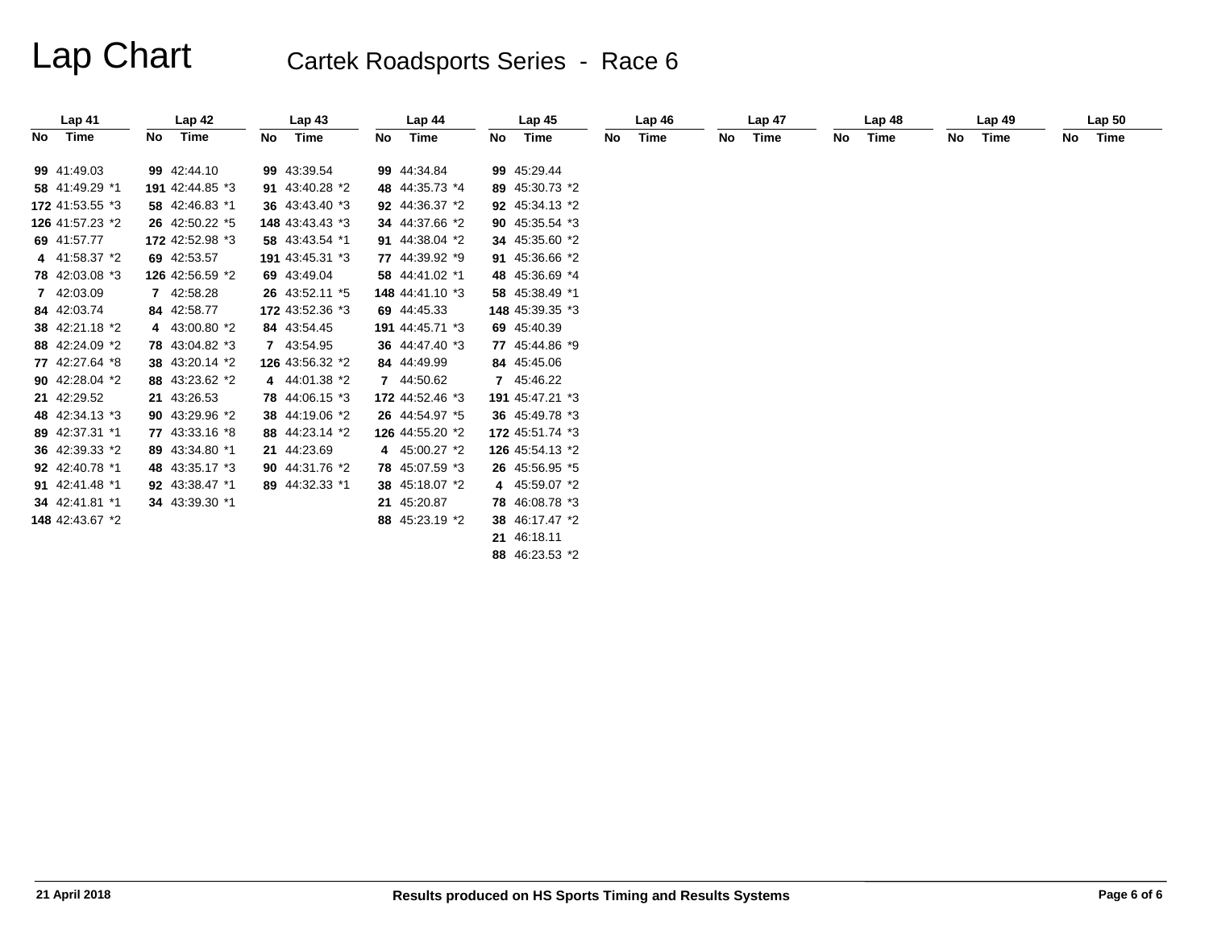# Lap Chart

## Cartek Roadsports Series - Race 6

| Lap 41 | | Lap 42 | | Lap 43 | | Lap 44 | | Lap 45 | | Lap 46 | | Lap 47 | | Lap 48 | | Lap 49 | | Lap 50 | |
|---|---|---|---|---|---|---|---|---|---|---|---|---|---|---|---|---|---|---|---|
| No | Time | No | Time | No | Time | No | Time | No | Time | No | Time | No | Time | No | Time | No | Time | No | Time |
| 99 | 41:49.03 | 99 | 42:44.10 | 99 | 43:39.54 | 99 | 44:34.84 | 99 | 45:29.44 | | | | | | | | | | |
| 58 | 41:49.29 *1 | 191 | 42:44.85 *3 | 91 | 43:40.28 *2 | 48 | 44:35.73 *4 | 89 | 45:30.73 *2 | | | | | | | | | | |
| 172 | 41:53.55 *3 | 58 | 42:46.83 *1 | 36 | 43:43.40 *3 | 92 | 44:36.37 *2 | 92 | 45:34.13 *2 | | | | | | | | | | |
| 126 | 41:57.23 *2 | 26 | 42:50.22 *5 | 148 | 43:43.43 *3 | 34 | 44:37.66 *2 | 90 | 45:35.54 *3 | | | | | | | | | | |
| 69 | 41:57.77 | 172 | 42:52.98 *3 | 58 | 43:43.54 *1 | 91 | 44:38.04 *2 | 34 | 45:35.60 *2 | | | | | | | | | | |
| 4 | 41:58.37 *2 | 69 | 42:53.57 | 191 | 43:45.31 *3 | 77 | 44:39.92 *9 | 91 | 45:36.66 *2 | | | | | | | | | | |
| 78 | 42:03.08 *3 | 126 | 42:56.59 *2 | 69 | 43:49.04 | 58 | 44:41.02 *1 | 48 | 45:36.69 *4 | | | | | | | | | | |
| 7 | 42:03.09 | 7 | 42:58.28 | 26 | 43:52.11 *5 | 148 | 44:41.10 *3 | 58 | 45:38.49 *1 | | | | | | | | | | |
| 84 | 42:03.74 | 84 | 42:58.77 | 172 | 43:52.36 *3 | 69 | 44:45.33 | 148 | 45:39.35 *3 | | | | | | | | | | |
| 38 | 42:21.18 *2 | 4 | 43:00.80 *2 | 84 | 43:54.45 | 191 | 44:45.71 *3 | 69 | 45:40.39 | | | | | | | | | | |
| 88 | 42:24.09 *2 | 78 | 43:04.82 *3 | 7 | 43:54.95 | 36 | 44:47.40 *3 | 77 | 45:44.86 *9 | | | | | | | | | | |
| 77 | 42:27.64 *8 | 38 | 43:20.14 *2 | 126 | 43:56.32 *2 | 84 | 44:49.99 | 84 | 45:45.06 | | | | | | | | | | |
| 90 | 42:28.04 *2 | 88 | 43:23.62 *2 | 4 | 44:01.38 *2 | 7 | 44:50.62 | 7 | 45:46.22 | | | | | | | | | | |
| 21 | 42:29.52 | 21 | 43:26.53 | 78 | 44:06.15 *3 | 172 | 44:52.46 *3 | 191 | 45:47.21 *3 | | | | | | | | | | |
| 48 | 42:34.13 *3 | 90 | 43:29.96 *2 | 38 | 44:19.06 *2 | 26 | 44:54.97 *5 | 36 | 45:49.78 *3 | | | | | | | | | | |
| 89 | 42:37.31 *1 | 77 | 43:33.16 *8 | 88 | 44:23.14 *2 | 126 | 44:55.20 *2 | 172 | 45:51.74 *3 | | | | | | | | | | |
| 36 | 42:39.33 *2 | 89 | 43:34.80 *1 | 21 | 44:23.69 | 4 | 45:00.27 *2 | 126 | 45:54.13 *2 | | | | | | | | | | |
| 92 | 42:40.78 *1 | 48 | 43:35.17 *3 | 90 | 44:31.76 *2 | 78 | 45:07.59 *3 | 26 | 45:56.95 *5 | | | | | | | | | | |
| 91 | 42:41.48 *1 | 92 | 43:38.47 *1 | 89 | 44:32.33 *1 | 38 | 45:18.07 *2 | 4 | 45:59.07 *2 | | | | | | | | | | |
| 34 | 42:41.81 *1 | 34 | 43:39.30 *1 | | | 21 | 45:20.87 | 78 | 46:08.78 *3 | | | | | | | | | | |
| 148 | 42:43.67 *2 | | | | | 88 | 45:23.19 *2 | 38 | 46:17.47 *2 | | | | | | | | | | |
| | | | | | | | | 21 | 46:18.11 | | | | | | | | | | |
| | | | | | | | | 88 | 46:23.53 *2 | | | | | | | | | | |

21 April 2018

Results produced on HS Sports Timing and Results Systems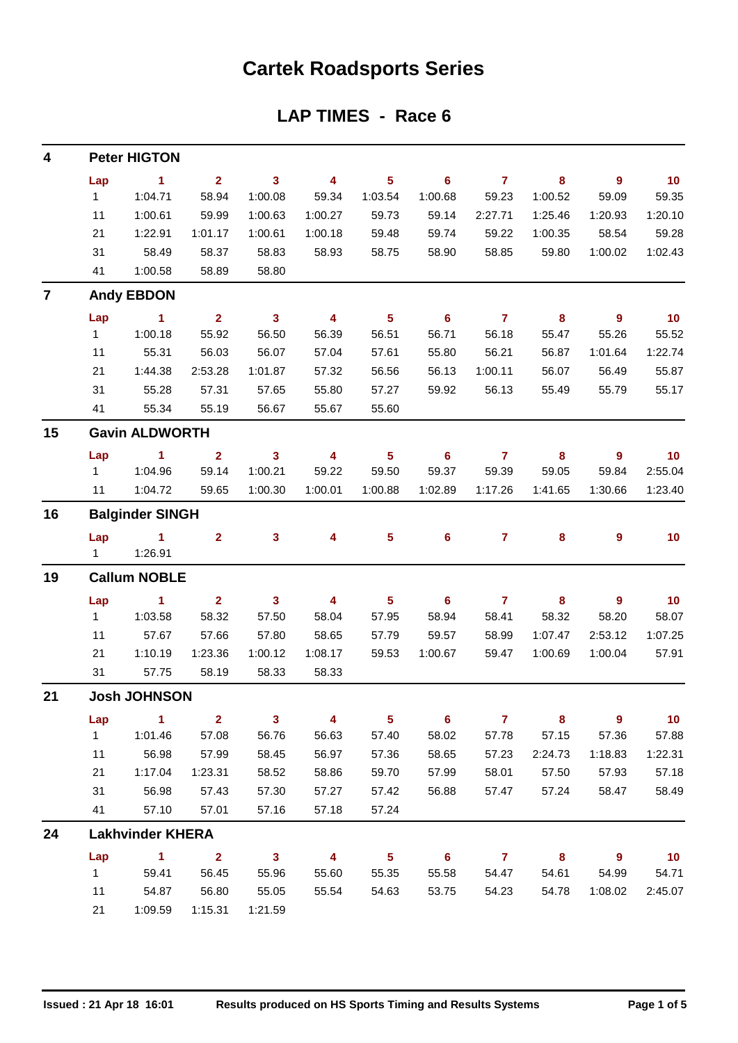# Cartek Roadsports Series

## LAP TIMES - Race 6

### 4 Peter HIGTON

| Lap | 1 | 2 | 3 | 4 | 5 | 6 | 7 | 8 | 9 | 10 |
|---|---|---|---|---|---|---|---|---|---|---|
| 1 | 1:04.71 | 58.94 | 1:00.08 | 59.34 | 1:03.54 | 1:00.68 | 59.23 | 1:00.52 | 59.09 | 59.35 |
| 11 | 1:00.61 | 59.99 | 1:00.63 | 1:00.27 | 59.73 | 59.14 | 2:27.71 | 1:25.46 | 1:20.93 | 1:20.10 |
| 21 | 1:22.91 | 1:01.17 | 1:00.61 | 1:00.18 | 59.48 | 59.74 | 59.22 | 1:00.35 | 58.54 | 59.28 |
| 31 | 58.49 | 58.37 | 58.83 | 58.93 | 58.75 | 58.90 | 58.85 | 59.80 | 1:00.02 | 1:02.43 |
| 41 | 1:00.58 | 58.89 | 58.80 | | | | | | | |

### 7 Andy EBDON

| Lap | 1 | 2 | 3 | 4 | 5 | 6 | 7 | 8 | 9 | 10 |
|---|---|---|---|---|---|---|---|---|---|---|
| 1 | 1:00.18 | 55.92 | 56.50 | 56.39 | 56.51 | 56.71 | 56.18 | 55.47 | 55.26 | 55.52 |
| 11 | 55.31 | 56.03 | 56.07 | 57.04 | 57.61 | 55.80 | 56.21 | 56.87 | 1:01.64 | 1:22.74 |
| 21 | 1:44.38 | 2:53.28 | 1:01.87 | 57.32 | 56.56 | 56.13 | 1:00.11 | 56.07 | 56.49 | 55.87 |
| 31 | 55.28 | 57.31 | 57.65 | 55.80 | 57.27 | 59.92 | 56.13 | 55.49 | 55.79 | 55.17 |
| 41 | 55.34 | 55.19 | 56.67 | 55.67 | 55.60 | | | | | |

### 15 Gavin ALDWORTH

| Lap | 1 | 2 | 3 | 4 | 5 | 6 | 7 | 8 | 9 | 10 |
|---|---|---|---|---|---|---|---|---|---|---|
| 1 | 1:04.96 | 59.14 | 1:00.21 | 59.22 | 59.50 | 59.37 | 59.39 | 59.05 | 59.84 | 2:55.04 |
| 11 | 1:04.72 | 59.65 | 1:00.30 | 1:00.01 | 1:00.88 | 1:02.89 | 1:17.26 | 1:41.65 | 1:30.66 | 1:23.40 |

### 16 Balginder SINGH

| Lap | 1 | 2 | 3 | 4 | 5 | 6 | 7 | 8 | 9 | 10 |
|---|---|---|---|---|---|---|---|---|---|---|
| 1 | 1:26.91 | | | | | | | | | |

### 19 Callum NOBLE

| Lap | 1 | 2 | 3 | 4 | 5 | 6 | 7 | 8 | 9 | 10 |
|---|---|---|---|---|---|---|---|---|---|---|
| 1 | 1:03.58 | 58.32 | 57.50 | 58.04 | 57.95 | 58.94 | 58.41 | 58.32 | 58.20 | 58.07 |
| 11 | 57.67 | 57.66 | 57.80 | 58.65 | 57.79 | 59.57 | 58.99 | 1:07.47 | 2:53.12 | 1:07.25 |
| 21 | 1:10.19 | 1:23.36 | 1:00.12 | 1:08.17 | 59.53 | 1:00.67 | 59.47 | 1:00.69 | 1:00.04 | 57.91 |
| 31 | 57.75 | 58.19 | 58.33 | 58.33 | | | | | | |

### 21 Josh JOHNSON

| Lap | 1 | 2 | 3 | 4 | 5 | 6 | 7 | 8 | 9 | 10 |
|---|---|---|---|---|---|---|---|---|---|---|
| 1 | 1:01.46 | 57.08 | 56.76 | 56.63 | 57.40 | 58.02 | 57.78 | 57.15 | 57.36 | 57.88 |
| 11 | 56.98 | 57.99 | 58.45 | 56.97 | 57.36 | 58.65 | 57.23 | 2:24.73 | 1:18.83 | 1:22.31 |
| 21 | 1:17.04 | 1:23.31 | 58.52 | 58.86 | 59.70 | 57.99 | 58.01 | 57.50 | 57.93 | 57.18 |
| 31 | 56.98 | 57.43 | 57.30 | 57.27 | 57.42 | 56.88 | 57.47 | 57.24 | 58.47 | 58.49 |
| 41 | 57.10 | 57.01 | 57.16 | 57.18 | 57.24 | | | | | |

### 24 Lakhvinder KHERA

| Lap | 1 | 2 | 3 | 4 | 5 | 6 | 7 | 8 | 9 | 10 |
|---|---|---|---|---|---|---|---|---|---|---|
| 1 | 59.41 | 56.45 | 55.96 | 55.60 | 55.35 | 55.58 | 54.47 | 54.61 | 54.99 | 54.71 |
| 11 | 54.87 | 56.80 | 55.05 | 55.54 | 54.63 | 53.75 | 54.23 | 54.78 | 1:08.02 | 2:45.07 |
| 21 | 1:09.59 | 1:15.31 | 1:21.59 | | | | | | | |

Issued : 21 Apr 18 16:01 Results produced on HS Sports Timing and Results Systems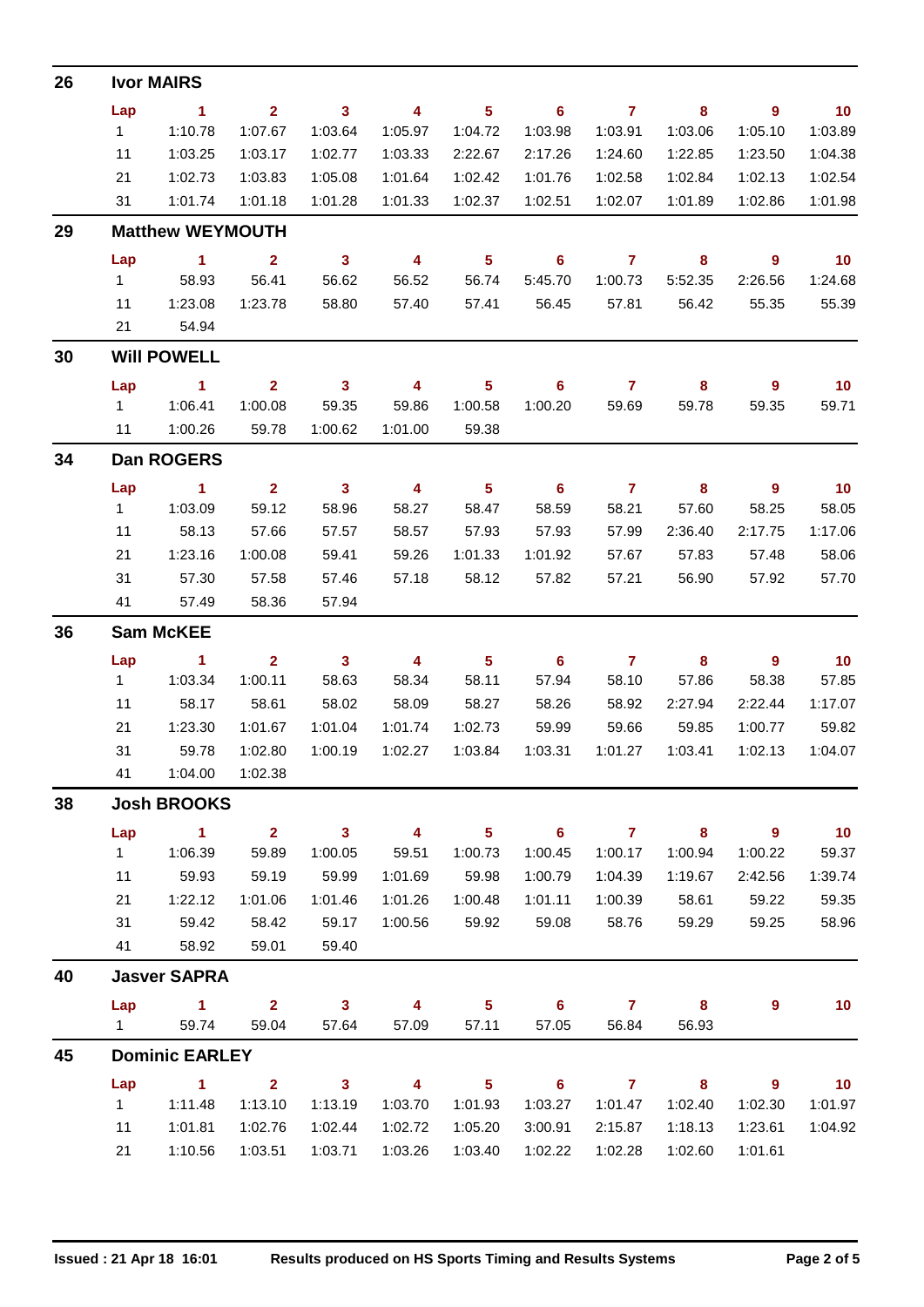## 26 Ivor MAIRS

| Lap | 1 | 2 | 3 | 4 | 5 | 6 | 7 | 8 | 9 | 10 |
|---|---|---|---|---|---|---|---|---|---|---|
| 1 | 1:10.78 | 1:07.67 | 1:03.64 | 1:05.97 | 1:04.72 | 1:03.98 | 1:03.91 | 1:03.06 | 1:05.10 | 1:03.89 |
| 11 | 1:03.25 | 1:03.17 | 1:02.77 | 1:03.33 | 2:22.67 | 2:17.26 | 1:24.60 | 1:22.85 | 1:23.50 | 1:04.38 |
| 21 | 1:02.73 | 1:03.83 | 1:05.08 | 1:01.64 | 1:02.42 | 1:01.76 | 1:02.58 | 1:02.84 | 1:02.13 | 1:02.54 |
| 31 | 1:01.74 | 1:01.18 | 1:01.28 | 1:01.33 | 1:02.37 | 1:02.51 | 1:02.07 | 1:01.89 | 1:02.86 | 1:01.98 |

## 29 Matthew WEYMOUTH

| Lap | 1 | 2 | 3 | 4 | 5 | 6 | 7 | 8 | 9 | 10 |
|---|---|---|---|---|---|---|---|---|---|---|
| 1 | 58.93 | 56.41 | 56.62 | 56.52 | 56.74 | 5:45.70 | 1:00.73 | 5:52.35 | 2:26.56 | 1:24.68 |
| 11 | 1:23.08 | 1:23.78 | 58.80 | 57.40 | 57.41 | 56.45 | 57.81 | 56.42 | 55.35 | 55.39 |
| 21 | 54.94 | | | | | | | | | |

## 30 Will POWELL

| Lap | 1 | 2 | 3 | 4 | 5 | 6 | 7 | 8 | 9 | 10 |
|---|---|---|---|---|---|---|---|---|---|---|
| 1 | 1:06.41 | 1:00.08 | 59.35 | 59.86 | 1:00.58 | 1:00.20 | 59.69 | 59.78 | 59.35 | 59.71 |
| 11 | 1:00.26 | 59.78 | 1:00.62 | 1:01.00 | 59.38 | | | | | |

## 34 Dan ROGERS

| Lap | 1 | 2 | 3 | 4 | 5 | 6 | 7 | 8 | 9 | 10 |
|---|---|---|---|---|---|---|---|---|---|---|
| 1 | 1:03.09 | 59.12 | 58.96 | 58.27 | 58.47 | 58.59 | 58.21 | 57.60 | 58.25 | 58.05 |
| 11 | 58.13 | 57.66 | 57.57 | 58.57 | 57.93 | 57.93 | 57.99 | 2:36.40 | 2:17.75 | 1:17.06 |
| 21 | 1:23.16 | 1:00.08 | 59.41 | 59.26 | 1:01.33 | 1:01.92 | 57.67 | 57.83 | 57.48 | 58.06 |
| 31 | 57.30 | 57.58 | 57.46 | 57.18 | 58.12 | 57.82 | 57.21 | 56.90 | 57.92 | 57.70 |
| 41 | 57.49 | 58.36 | 57.94 | | | | | | | |

## 36 Sam McKEE

| Lap | 1 | 2 | 3 | 4 | 5 | 6 | 7 | 8 | 9 | 10 |
|---|---|---|---|---|---|---|---|---|---|---|
| 1 | 1:03.34 | 1:00.11 | 58.63 | 58.34 | 58.11 | 57.94 | 58.10 | 57.86 | 58.38 | 57.85 |
| 11 | 58.17 | 58.61 | 58.02 | 58.09 | 58.27 | 58.26 | 58.92 | 2:27.94 | 2:22.44 | 1:17.07 |
| 21 | 1:23.30 | 1:01.67 | 1:01.04 | 1:01.74 | 1:02.73 | 59.99 | 59.66 | 59.85 | 1:00.77 | 59.82 |
| 31 | 59.78 | 1:02.80 | 1:00.19 | 1:02.27 | 1:03.84 | 1:03.31 | 1:01.27 | 1:03.41 | 1:02.13 | 1:04.07 |
| 41 | 1:04.00 | 1:02.38 | | | | | | | | |

## 38 Josh BROOKS

| Lap | 1 | 2 | 3 | 4 | 5 | 6 | 7 | 8 | 9 | 10 |
|---|---|---|---|---|---|---|---|---|---|---|
| 1 | 1:06.39 | 59.89 | 1:00.05 | 59.51 | 1:00.73 | 1:00.45 | 1:00.17 | 1:00.94 | 1:00.22 | 59.37 |
| 11 | 59.93 | 59.19 | 59.99 | 1:01.69 | 59.98 | 1:00.79 | 1:04.39 | 1:19.67 | 2:42.56 | 1:39.74 |
| 21 | 1:22.12 | 1:01.06 | 1:01.46 | 1:01.26 | 1:00.48 | 1:01.11 | 1:00.39 | 58.61 | 59.22 | 59.35 |
| 31 | 59.42 | 58.42 | 59.17 | 1:00.56 | 59.92 | 59.08 | 58.76 | 59.29 | 59.25 | 58.96 |
| 41 | 58.92 | 59.01 | 59.40 | | | | | | | |

## 40 Jasver SAPRA

| Lap | 1 | 2 | 3 | 4 | 5 | 6 | 7 | 8 | 9 | 10 |
|---|---|---|---|---|---|---|---|---|---|---|
| 1 | 59.74 | 59.04 | 57.64 | 57.09 | 57.11 | 57.05 | 56.84 | 56.93 | | |

## 45 Dominic EARLEY

| Lap | 1 | 2 | 3 | 4 | 5 | 6 | 7 | 8 | 9 | 10 |
|---|---|---|---|---|---|---|---|---|---|---|
| 1 | 1:11.48 | 1:13.10 | 1:13.19 | 1:03.70 | 1:01.93 | 1:03.27 | 1:01.47 | 1:02.40 | 1:02.30 | 1:01.97 |
| 11 | 1:01.81 | 1:02.76 | 1:02.44 | 1:02.72 | 1:05.20 | 3:00.91 | 2:15.87 | 1:18.13 | 1:23.61 | 1:04.92 |
| 21 | 1:10.56 | 1:03.51 | 1:03.71 | 1:03.26 | 1:03.40 | 1:02.22 | 1:02.28 | 1:02.60 | 1:01.61 | |

Issued : 21 Apr 18 16:01 &nbsp;&nbsp; Results produced on HS Sports Timing and Results Systems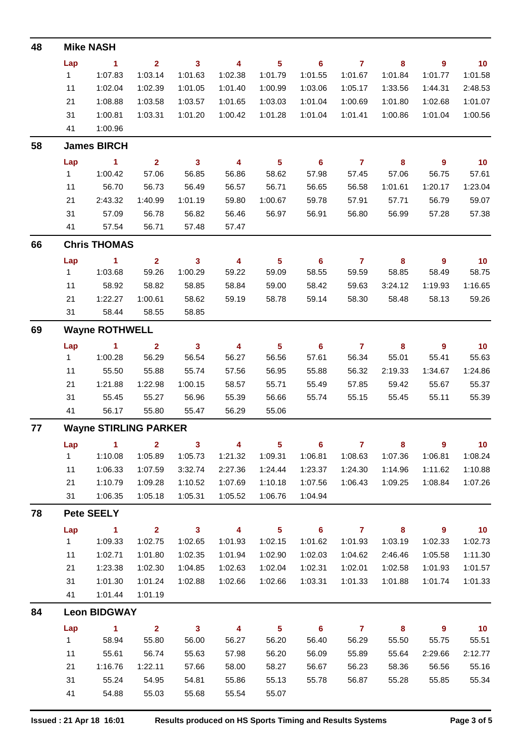## 48 Mike NASH

| Lap | 1 | 2 | 3 | 4 | 5 | 6 | 7 | 8 | 9 | 10 |
|---|---|---|---|---|---|---|---|---|---|---|
| 1 | 1:07.83 | 1:03.14 | 1:01.63 | 1:02.38 | 1:01.79 | 1:01.55 | 1:01.67 | 1:01.84 | 1:01.77 | 1:01.58 |
| 11 | 1:02.04 | 1:02.39 | 1:01.05 | 1:01.40 | 1:00.99 | 1:03.06 | 1:05.17 | 1:33.56 | 1:44.31 | 2:48.53 |
| 21 | 1:08.88 | 1:03.58 | 1:03.57 | 1:01.65 | 1:03.03 | 1:01.04 | 1:00.69 | 1:01.80 | 1:02.68 | 1:01.07 |
| 31 | 1:00.81 | 1:03.31 | 1:01.20 | 1:00.42 | 1:01.28 | 1:01.04 | 1:01.41 | 1:00.86 | 1:01.04 | 1:00.56 |
| 41 | 1:00.96 | | | | | | | | | |

## 58 James BIRCH

| Lap | 1 | 2 | 3 | 4 | 5 | 6 | 7 | 8 | 9 | 10 |
|---|---|---|---|---|---|---|---|---|---|---|
| 1 | 1:00.42 | 57.06 | 56.85 | 56.86 | 58.62 | 57.98 | 57.45 | 57.06 | 56.75 | 57.61 |
| 11 | 56.70 | 56.73 | 56.49 | 56.57 | 56.71 | 56.65 | 56.58 | 1:01.61 | 1:20.17 | 1:23.04 |
| 21 | 2:43.32 | 1:40.99 | 1:01.19 | 59.80 | 1:00.67 | 59.78 | 57.91 | 57.71 | 56.79 | 59.07 |
| 31 | 57.09 | 56.78 | 56.82 | 56.46 | 56.97 | 56.91 | 56.80 | 56.99 | 57.28 | 57.38 |
| 41 | 57.54 | 56.71 | 57.48 | 57.47 | | | | | | |

## 66 Chris THOMAS

| Lap | 1 | 2 | 3 | 4 | 5 | 6 | 7 | 8 | 9 | 10 |
|---|---|---|---|---|---|---|---|---|---|---|
| 1 | 1:03.68 | 59.26 | 1:00.29 | 59.22 | 59.09 | 58.55 | 59.59 | 58.85 | 58.49 | 58.75 |
| 11 | 58.92 | 58.82 | 58.85 | 58.84 | 59.00 | 58.42 | 59.63 | 3:24.12 | 1:19.93 | 1:16.65 |
| 21 | 1:22.27 | 1:00.61 | 58.62 | 59.19 | 58.78 | 59.14 | 58.30 | 58.48 | 58.13 | 59.26 |
| 31 | 58.44 | 58.55 | 58.85 | | | | | | | |

## 69 Wayne ROTHWELL

| Lap | 1 | 2 | 3 | 4 | 5 | 6 | 7 | 8 | 9 | 10 |
|---|---|---|---|---|---|---|---|---|---|---|
| 1 | 1:00.28 | 56.29 | 56.54 | 56.27 | 56.56 | 57.61 | 56.34 | 55.01 | 55.41 | 55.63 |
| 11 | 55.50 | 55.88 | 55.74 | 57.56 | 56.95 | 55.88 | 56.32 | 2:19.33 | 1:34.67 | 1:24.86 |
| 21 | 1:21.88 | 1:22.98 | 1:00.15 | 58.57 | 55.71 | 55.49 | 57.85 | 59.42 | 55.67 | 55.37 |
| 31 | 55.45 | 55.27 | 56.96 | 55.39 | 56.66 | 55.74 | 55.15 | 55.45 | 55.11 | 55.39 |
| 41 | 56.17 | 55.80 | 55.47 | 56.29 | 55.06 | | | | | |

## 77 Wayne STIRLING PARKER

| Lap | 1 | 2 | 3 | 4 | 5 | 6 | 7 | 8 | 9 | 10 |
|---|---|---|---|---|---|---|---|---|---|---|
| 1 | 1:10.08 | 1:05.89 | 1:05.73 | 1:21.32 | 1:09.31 | 1:06.81 | 1:08.63 | 1:07.36 | 1:06.81 | 1:08.24 |
| 11 | 1:06.33 | 1:07.59 | 3:32.74 | 2:27.36 | 1:24.44 | 1:23.37 | 1:24.30 | 1:14.96 | 1:11.62 | 1:10.88 |
| 21 | 1:10.79 | 1:09.28 | 1:10.52 | 1:07.69 | 1:10.18 | 1:07.56 | 1:06.43 | 1:09.25 | 1:08.84 | 1:07.26 |
| 31 | 1:06.35 | 1:05.18 | 1:05.31 | 1:05.52 | 1:06.76 | 1:04.94 | | | | |

## 78 Pete SEELY

| Lap | 1 | 2 | 3 | 4 | 5 | 6 | 7 | 8 | 9 | 10 |
|---|---|---|---|---|---|---|---|---|---|---|
| 1 | 1:09.33 | 1:02.75 | 1:02.65 | 1:01.93 | 1:02.15 | 1:01.62 | 1:01.93 | 1:03.19 | 1:02.33 | 1:02.73 |
| 11 | 1:02.71 | 1:01.80 | 1:02.35 | 1:01.94 | 1:02.90 | 1:02.03 | 1:04.62 | 2:46.46 | 1:05.58 | 1:11.30 |
| 21 | 1:23.38 | 1:02.30 | 1:04.85 | 1:02.63 | 1:02.04 | 1:02.31 | 1:02.01 | 1:02.58 | 1:01.93 | 1:01.57 |
| 31 | 1:01.30 | 1:01.24 | 1:02.88 | 1:02.66 | 1:02.66 | 1:03.31 | 1:01.33 | 1:01.88 | 1:01.74 | 1:01.33 |
| 41 | 1:01.44 | 1:01.19 | | | | | | | | |

## 84 Leon BIDGWAY

| Lap | 1 | 2 | 3 | 4 | 5 | 6 | 7 | 8 | 9 | 10 |
|---|---|---|---|---|---|---|---|---|---|---|
| 1 | 58.94 | 55.80 | 56.00 | 56.27 | 56.20 | 56.40 | 56.29 | 55.50 | 55.75 | 55.51 |
| 11 | 55.61 | 56.74 | 55.63 | 57.98 | 56.20 | 56.09 | 55.89 | 55.64 | 2:29.66 | 2:12.77 |
| 21 | 1:16.76 | 1:22.11 | 57.66 | 58.00 | 58.27 | 56.67 | 56.23 | 58.36 | 56.56 | 55.16 |
| 31 | 55.24 | 54.95 | 54.81 | 55.86 | 55.13 | 55.78 | 56.87 | 55.28 | 55.85 | 55.34 |
| 41 | 54.88 | 55.03 | 55.68 | 55.54 | 55.07 | | | | | |

**Issued : 21 Apr 18 16:01** **Results produced on HS Sports Timing and Results Systems**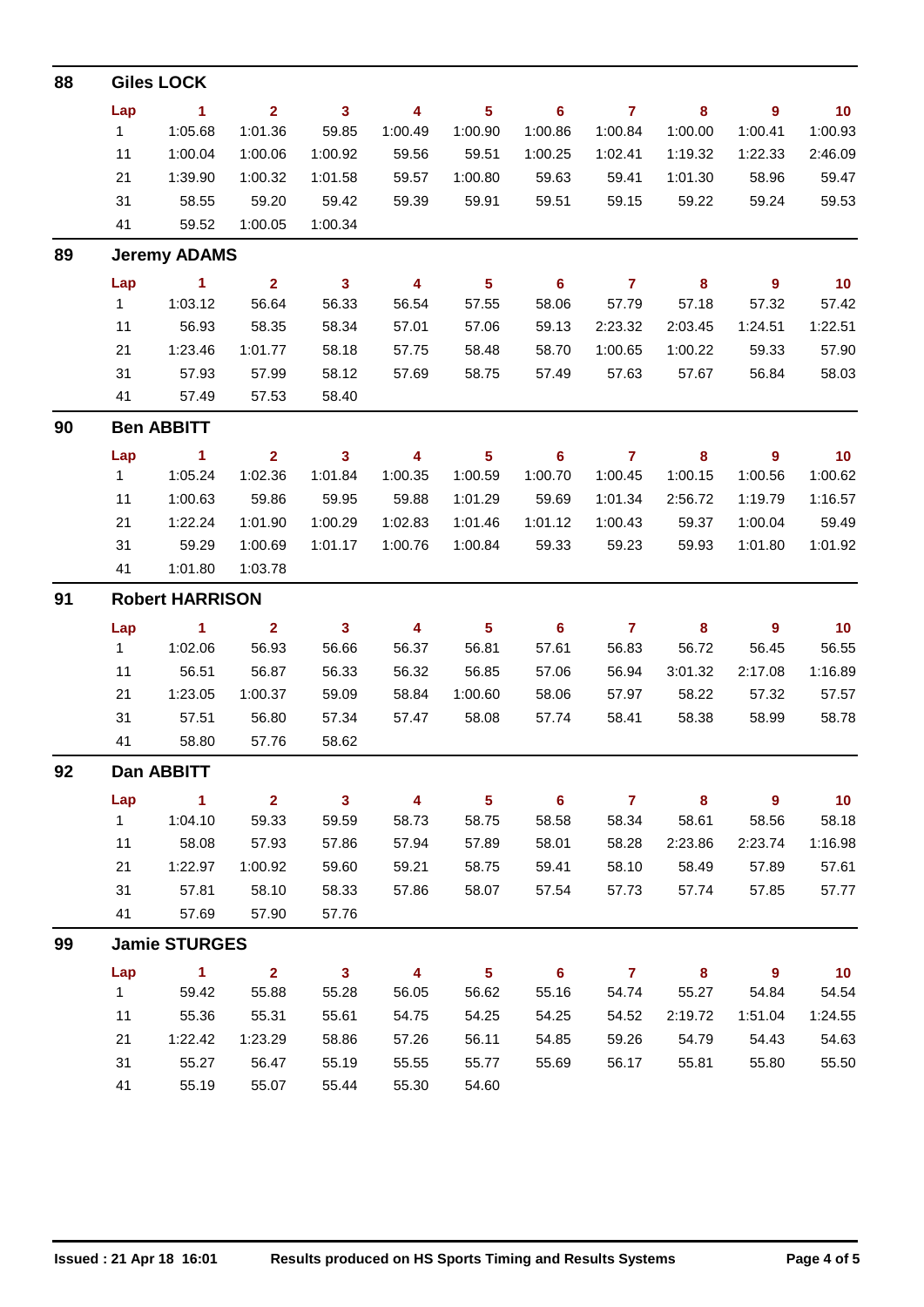## 88 Giles LOCK

| Lap | 1 | 2 | 3 | 4 | 5 | 6 | 7 | 8 | 9 | 10 |
|---|---|---|---|---|---|---|---|---|---|---|
| 1 | 1:05.68 | 1:01.36 | 59.85 | 1:00.49 | 1:00.90 | 1:00.86 | 1:00.84 | 1:00.00 | 1:00.41 | 1:00.93 |
| 11 | 1:00.04 | 1:00.06 | 1:00.92 | 59.56 | 59.51 | 1:00.25 | 1:02.41 | 1:19.32 | 1:22.33 | 2:46.09 |
| 21 | 1:39.90 | 1:00.32 | 1:01.58 | 59.57 | 1:00.80 | 59.63 | 59.41 | 1:01.30 | 58.96 | 59.47 |
| 31 | 58.55 | 59.20 | 59.42 | 59.39 | 59.91 | 59.51 | 59.15 | 59.22 | 59.24 | 59.53 |
| 41 | 59.52 | 1:00.05 | 1:00.34 | | | | | | | |

## 89 Jeremy ADAMS

| Lap | 1 | 2 | 3 | 4 | 5 | 6 | 7 | 8 | 9 | 10 |
|---|---|---|---|---|---|---|---|---|---|---|
| 1 | 1:03.12 | 56.64 | 56.33 | 56.54 | 57.55 | 58.06 | 57.79 | 57.18 | 57.32 | 57.42 |
| 11 | 56.93 | 58.35 | 58.34 | 57.01 | 57.06 | 59.13 | 2:23.32 | 2:03.45 | 1:24.51 | 1:22.51 |
| 21 | 1:23.46 | 1:01.77 | 58.18 | 57.75 | 58.48 | 58.70 | 1:00.65 | 1:00.22 | 59.33 | 57.90 |
| 31 | 57.93 | 57.99 | 58.12 | 57.69 | 58.75 | 57.49 | 57.63 | 57.67 | 56.84 | 58.03 |
| 41 | 57.49 | 57.53 | 58.40 | | | | | | | |

## 90 Ben ABBITT

| Lap | 1 | 2 | 3 | 4 | 5 | 6 | 7 | 8 | 9 | 10 |
|---|---|---|---|---|---|---|---|---|---|---|
| 1 | 1:05.24 | 1:02.36 | 1:01.84 | 1:00.35 | 1:00.59 | 1:00.70 | 1:00.45 | 1:00.15 | 1:00.56 | 1:00.62 |
| 11 | 1:00.63 | 59.86 | 59.95 | 59.88 | 1:01.29 | 59.69 | 1:01.34 | 2:56.72 | 1:19.79 | 1:16.57 |
| 21 | 1:22.24 | 1:01.90 | 1:00.29 | 1:02.83 | 1:01.46 | 1:01.12 | 1:00.43 | 59.37 | 1:00.04 | 59.49 |
| 31 | 59.29 | 1:00.69 | 1:01.17 | 1:00.76 | 1:00.84 | 59.33 | 59.23 | 59.93 | 1:01.80 | 1:01.92 |
| 41 | 1:01.80 | 1:03.78 | | | | | | | | |

## 91 Robert HARRISON

| Lap | 1 | 2 | 3 | 4 | 5 | 6 | 7 | 8 | 9 | 10 |
|---|---|---|---|---|---|---|---|---|---|---|
| 1 | 1:02.06 | 56.93 | 56.66 | 56.37 | 56.81 | 57.61 | 56.83 | 56.72 | 56.45 | 56.55 |
| 11 | 56.51 | 56.87 | 56.33 | 56.32 | 56.85 | 57.06 | 56.94 | 3:01.32 | 2:17.08 | 1:16.89 |
| 21 | 1:23.05 | 1:00.37 | 59.09 | 58.84 | 1:00.60 | 58.06 | 57.97 | 58.22 | 57.32 | 57.57 |
| 31 | 57.51 | 56.80 | 57.34 | 57.47 | 58.08 | 57.74 | 58.41 | 58.38 | 58.99 | 58.78 |
| 41 | 58.80 | 57.76 | 58.62 | | | | | | | |

## 92 Dan ABBITT

| Lap | 1 | 2 | 3 | 4 | 5 | 6 | 7 | 8 | 9 | 10 |
|---|---|---|---|---|---|---|---|---|---|---|
| 1 | 1:04.10 | 59.33 | 59.59 | 58.73 | 58.75 | 58.58 | 58.34 | 58.61 | 58.56 | 58.18 |
| 11 | 58.08 | 57.93 | 57.86 | 57.94 | 57.89 | 58.01 | 58.28 | 2:23.86 | 2:23.74 | 1:16.98 |
| 21 | 1:22.97 | 1:00.92 | 59.60 | 59.21 | 58.75 | 59.41 | 58.10 | 58.49 | 57.89 | 57.61 |
| 31 | 57.81 | 58.10 | 58.33 | 57.86 | 58.07 | 57.54 | 57.73 | 57.74 | 57.85 | 57.77 |
| 41 | 57.69 | 57.90 | 57.76 | | | | | | | |

## 99 Jamie STURGES

| Lap | 1 | 2 | 3 | 4 | 5 | 6 | 7 | 8 | 9 | 10 |
|---|---|---|---|---|---|---|---|---|---|---|
| 1 | 59.42 | 55.88 | 55.28 | 56.05 | 56.62 | 55.16 | 54.74 | 55.27 | 54.84 | 54.54 |
| 11 | 55.36 | 55.31 | 55.61 | 54.75 | 54.25 | 54.25 | 54.52 | 2:19.72 | 1:51.04 | 1:24.55 |
| 21 | 1:22.42 | 1:23.29 | 58.86 | 57.26 | 56.11 | 54.85 | 59.26 | 54.79 | 54.43 | 54.63 |
| 31 | 55.27 | 56.47 | 55.19 | 55.55 | 55.77 | 55.69 | 56.17 | 55.81 | 55.80 | 55.50 |
| 41 | 55.19 | 55.07 | 55.44 | 55.30 | 54.60 | | | | | |

Issued : 21 Apr 18 16:01 Results produced on HS Sports Timing and Results Systems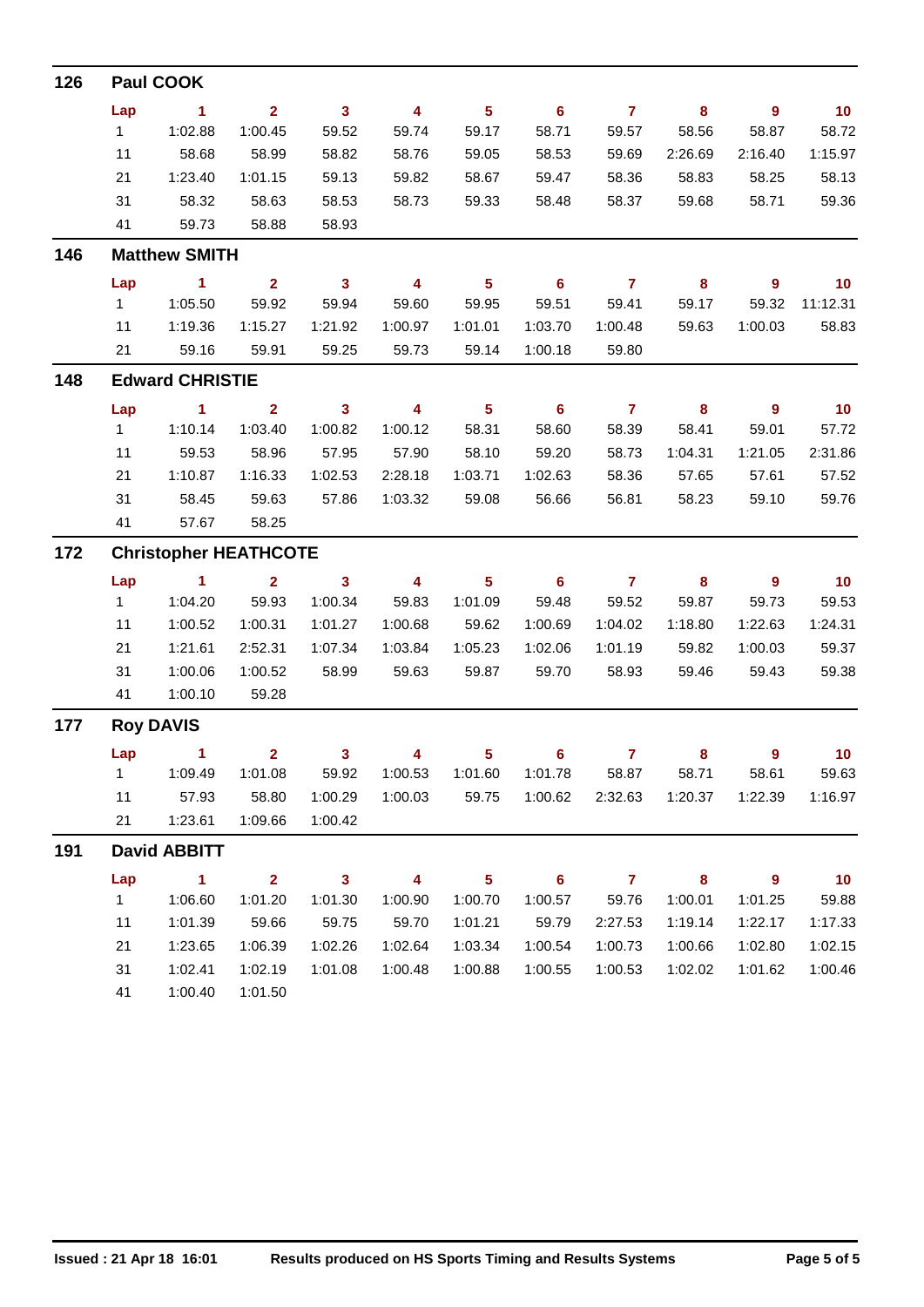## 126 Paul COOK

| Lap | 1 | 2 | 3 | 4 | 5 | 6 | 7 | 8 | 9 | 10 |
|---|---|---|---|---|---|---|---|---|---|---|
| 1 | 1:02.88 | 1:00.45 | 59.52 | 59.74 | 59.17 | 58.71 | 59.57 | 58.56 | 58.87 | 58.72 |
| 11 | 58.68 | 58.99 | 58.82 | 58.76 | 59.05 | 58.53 | 59.69 | 2:26.69 | 2:16.40 | 1:15.97 |
| 21 | 1:23.40 | 1:01.15 | 59.13 | 59.82 | 58.67 | 59.47 | 58.36 | 58.83 | 58.25 | 58.13 |
| 31 | 58.32 | 58.63 | 58.53 | 58.73 | 59.33 | 58.48 | 58.37 | 59.68 | 58.71 | 59.36 |
| 41 | 59.73 | 58.88 | 58.93 | | | | | | | |

## 146 Matthew SMITH

| Lap | 1 | 2 | 3 | 4 | 5 | 6 | 7 | 8 | 9 | 10 |
|---|---|---|---|---|---|---|---|---|---|---|
| 1 | 1:05.50 | 59.92 | 59.94 | 59.60 | 59.95 | 59.51 | 59.41 | 59.17 | 59.32 | 11:12.31 |
| 11 | 1:19.36 | 1:15.27 | 1:21.92 | 1:00.97 | 1:01.01 | 1:03.70 | 1:00.48 | 59.63 | 1:00.03 | 58.83 |
| 21 | 59.16 | 59.91 | 59.25 | 59.73 | 59.14 | 1:00.18 | 59.80 | | | |

## 148 Edward CHRISTIE

| Lap | 1 | 2 | 3 | 4 | 5 | 6 | 7 | 8 | 9 | 10 |
|---|---|---|---|---|---|---|---|---|---|---|
| 1 | 1:10.14 | 1:03.40 | 1:00.82 | 1:00.12 | 58.31 | 58.60 | 58.39 | 58.41 | 59.01 | 57.72 |
| 11 | 59.53 | 58.96 | 57.95 | 57.90 | 58.10 | 59.20 | 58.73 | 1:04.31 | 1:21.05 | 2:31.86 |
| 21 | 1:10.87 | 1:16.33 | 1:02.53 | 2:28.18 | 1:03.71 | 1:02.63 | 58.36 | 57.65 | 57.61 | 57.52 |
| 31 | 58.45 | 59.63 | 57.86 | 1:03.32 | 59.08 | 56.66 | 56.81 | 58.23 | 59.10 | 59.76 |
| 41 | 57.67 | 58.25 | | | | | | | | |

## 172 Christopher HEATHCOTE

| Lap | 1 | 2 | 3 | 4 | 5 | 6 | 7 | 8 | 9 | 10 |
|---|---|---|---|---|---|---|---|---|---|---|
| 1 | 1:04.20 | 59.93 | 1:00.34 | 59.83 | 1:01.09 | 59.48 | 59.52 | 59.87 | 59.73 | 59.53 |
| 11 | 1:00.52 | 1:00.31 | 1:01.27 | 1:00.68 | 59.62 | 1:00.69 | 1:04.02 | 1:18.80 | 1:22.63 | 1:24.31 |
| 21 | 1:21.61 | 2:52.31 | 1:07.34 | 1:03.84 | 1:05.23 | 1:02.06 | 1:01.19 | 59.82 | 1:00.03 | 59.37 |
| 31 | 1:00.06 | 1:00.52 | 58.99 | 59.63 | 59.87 | 59.70 | 58.93 | 59.46 | 59.43 | 59.38 |
| 41 | 1:00.10 | 59.28 | | | | | | | | |

## 177 Roy DAVIS

| Lap | 1 | 2 | 3 | 4 | 5 | 6 | 7 | 8 | 9 | 10 |
|---|---|---|---|---|---|---|---|---|---|---|
| 1 | 1:09.49 | 1:01.08 | 59.92 | 1:00.53 | 1:01.60 | 1:01.78 | 58.87 | 58.71 | 58.61 | 59.63 |
| 11 | 57.93 | 58.80 | 1:00.29 | 1:00.03 | 59.75 | 1:00.62 | 2:32.63 | 1:20.37 | 1:22.39 | 1:16.97 |
| 21 | 1:23.61 | 1:09.66 | 1:00.42 | | | | | | | |

## 191 David ABBITT

| Lap | 1 | 2 | 3 | 4 | 5 | 6 | 7 | 8 | 9 | 10 |
|---|---|---|---|---|---|---|---|---|---|---|
| 1 | 1:06.60 | 1:01.20 | 1:01.30 | 1:00.90 | 1:00.70 | 1:00.57 | 59.76 | 1:00.01 | 1:01.25 | 59.88 |
| 11 | 1:01.39 | 59.66 | 59.75 | 59.70 | 1:01.21 | 59.79 | 2:27.53 | 1:19.14 | 1:22.17 | 1:17.33 |
| 21 | 1:23.65 | 1:06.39 | 1:02.26 | 1:02.64 | 1:03.34 | 1:00.54 | 1:00.73 | 1:00.66 | 1:02.80 | 1:02.15 |
| 31 | 1:02.41 | 1:02.19 | 1:01.08 | 1:00.48 | 1:00.88 | 1:00.55 | 1:00.53 | 1:02.02 | 1:01.62 | 1:00.46 |
| 41 | 1:00.40 | 1:01.50 | | | | | | | | |

**Issued : 21 Apr 18 16:01** **Results produced on HS Sports Timing and Results Systems**